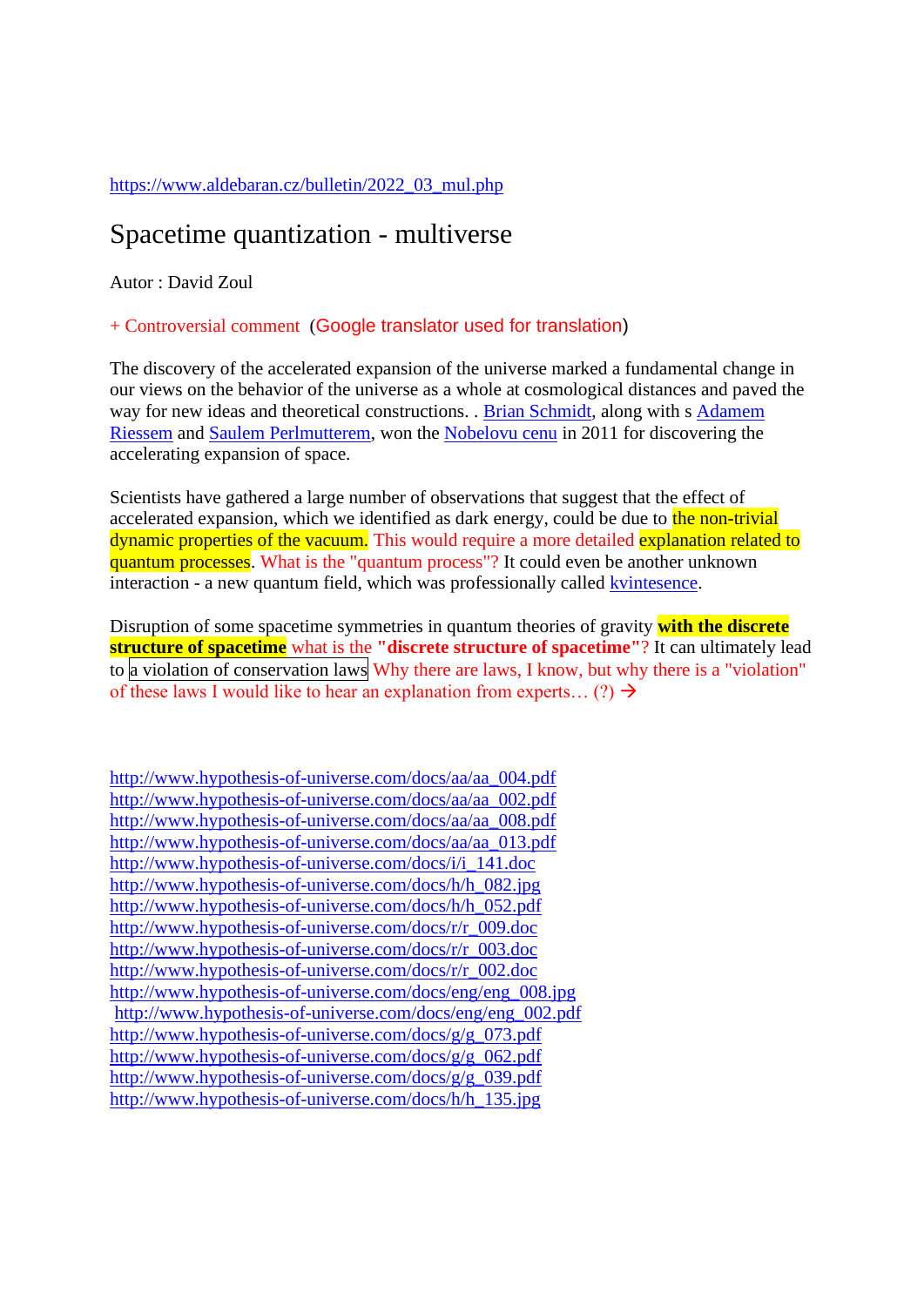https://www.aldebaran.cz/bulletin/2022_03_mul.php

# Spacetime quantization - multiverse

Autor : David Zoul

+ Controversial comment (Google translator used for translation)

The discovery of the accelerated expansion of the universe marked a fundamental change in our views on the behavior of the universe as a whole at cosmological distances and paved the way for new ideas and theoretical constructions. . Brian Schmidt, along with s Adamem Riessem and Saulem Perlmutterem, won the Nobelovu cenu in 2011 for discovering the accelerating expansion of space.

Scientists have gathered a large number of observations that suggest that the effect of accelerated expansion, which we identified as dark energy, could be due to the non-trivial dynamic properties of the vacuum. This would require a more detailed explanation related to quantum processes. What is the "quantum process"? It could even be another unknown interaction - a new quantum field, which was professionally called kvintesence.

Disruption of some spacetime symmetries in quantum theories of gravity **with the discrete structure of spacetime** what is the **"discrete structure of spacetime"**? It can ultimately lead to a violation of conservation laws Why there are laws, I know, but why there is a "violation" of these laws I would like to hear an explanation from experts… (?) →

http://www.hypothesis-of-universe.com/docs/aa/aa_004.pdf
http://www.hypothesis-of-universe.com/docs/aa/aa_002.pdf
http://www.hypothesis-of-universe.com/docs/aa/aa_008.pdf
http://www.hypothesis-of-universe.com/docs/aa/aa_013.pdf
http://www.hypothesis-of-universe.com/docs/i/i_141.doc
http://www.hypothesis-of-universe.com/docs/h/h_082.jpg
http://www.hypothesis-of-universe.com/docs/h/h_052.pdf
http://www.hypothesis-of-universe.com/docs/r/r_009.doc
http://www.hypothesis-of-universe.com/docs/r/r_003.doc
http://www.hypothesis-of-universe.com/docs/r/r_002.doc
http://www.hypothesis-of-universe.com/docs/eng/eng_008.jpg
http://www.hypothesis-of-universe.com/docs/eng/eng_002.pdf
http://www.hypothesis-of-universe.com/docs/g/g_073.pdf
http://www.hypothesis-of-universe.com/docs/g/g_062.pdf
http://www.hypothesis-of-universe.com/docs/g/g_039.pdf
http://www.hypothesis-of-universe.com/docs/h/h_135.jpg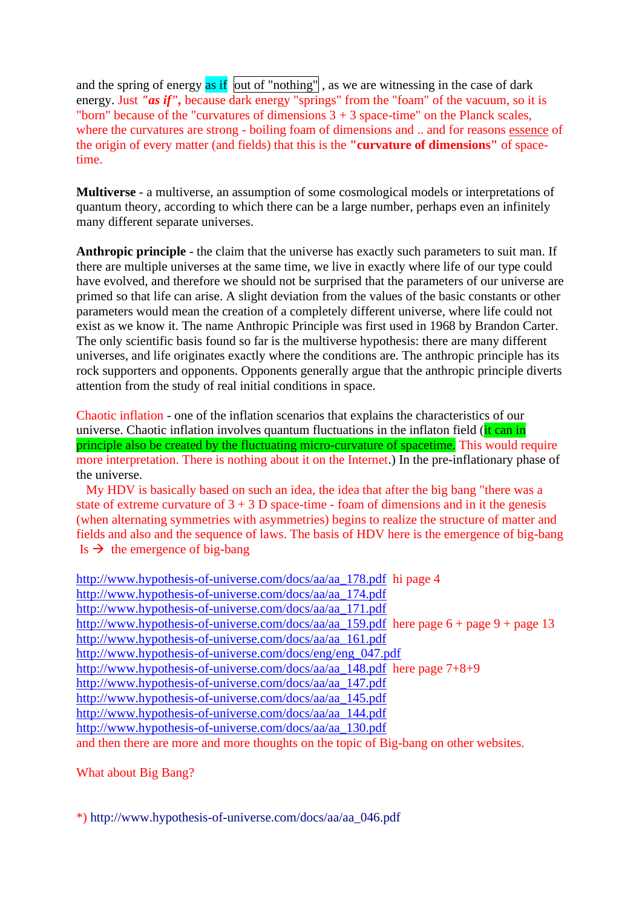and the spring of energy as if out of "nothing" , as we are witnessing in the case of dark energy. Just ***"as if",*** because dark energy "springs" from the "foam" of the vacuum, so it is "born" because of the "curvatures of dimensions 3 + 3 space-time" on the Planck scales, where the curvatures are strong - boiling foam of dimensions and .. and for reasons essence of the origin of every matter (and fields) that this is the **"curvature of dimensions"** of space-time.

**Multiverse** - a multiverse, an assumption of some cosmological models or interpretations of quantum theory, according to which there can be a large number, perhaps even an infinitely many different separate universes.

**Anthropic principle** - the claim that the universe has exactly such parameters to suit man. If there are multiple universes at the same time, we live in exactly where life of our type could have evolved, and therefore we should not be surprised that the parameters of our universe are primed so that life can arise. A slight deviation from the values of the basic constants or other parameters would mean the creation of a completely different universe, where life could not exist as we know it. The name Anthropic Principle was first used in 1968 by Brandon Carter. The only scientific basis found so far is the multiverse hypothesis: there are many different universes, and life originates exactly where the conditions are. The anthropic principle has its rock supporters and opponents. Opponents generally argue that the anthropic principle diverts attention from the study of real initial conditions in space.

Chaotic inflation - one of the inflation scenarios that explains the characteristics of our universe. Chaotic inflation involves quantum fluctuations in the inflaton field (it can in principle also be created by the fluctuating micro-curvature of spacetime. This would require more interpretation. There is nothing about it on the Internet.) In the pre-inflationary phase of the universe.

My HDV is basically based on such an idea, the idea that after the big bang "there was a state of extreme curvature of 3 + 3 D space-time - foam of dimensions and in it the genesis (when alternating symmetries with asymmetries) begins to realize the structure of matter and fields and also and the sequence of laws. The basis of HDV here is the emergence of big-bang Is → the emergence of big-bang

http://www.hypothesis-of-universe.com/docs/aa/aa_178.pdf hi page 4
http://www.hypothesis-of-universe.com/docs/aa/aa_174.pdf
http://www.hypothesis-of-universe.com/docs/aa/aa_171.pdf
http://www.hypothesis-of-universe.com/docs/aa/aa_159.pdf here page 6 + page 9 + page 13
http://www.hypothesis-of-universe.com/docs/aa/aa_161.pdf
http://www.hypothesis-of-universe.com/docs/eng/eng_047.pdf
http://www.hypothesis-of-universe.com/docs/aa/aa_148.pdf here page 7+8+9
http://www.hypothesis-of-universe.com/docs/aa/aa_147.pdf
http://www.hypothesis-of-universe.com/docs/aa/aa_145.pdf
http://www.hypothesis-of-universe.com/docs/aa/aa_144.pdf
http://www.hypothesis-of-universe.com/docs/aa/aa_130.pdf
and then there are more and more thoughts on the topic of Big-bang on other websites.

What about Big Bang?

*) http://www.hypothesis-of-universe.com/docs/aa/aa_046.pdf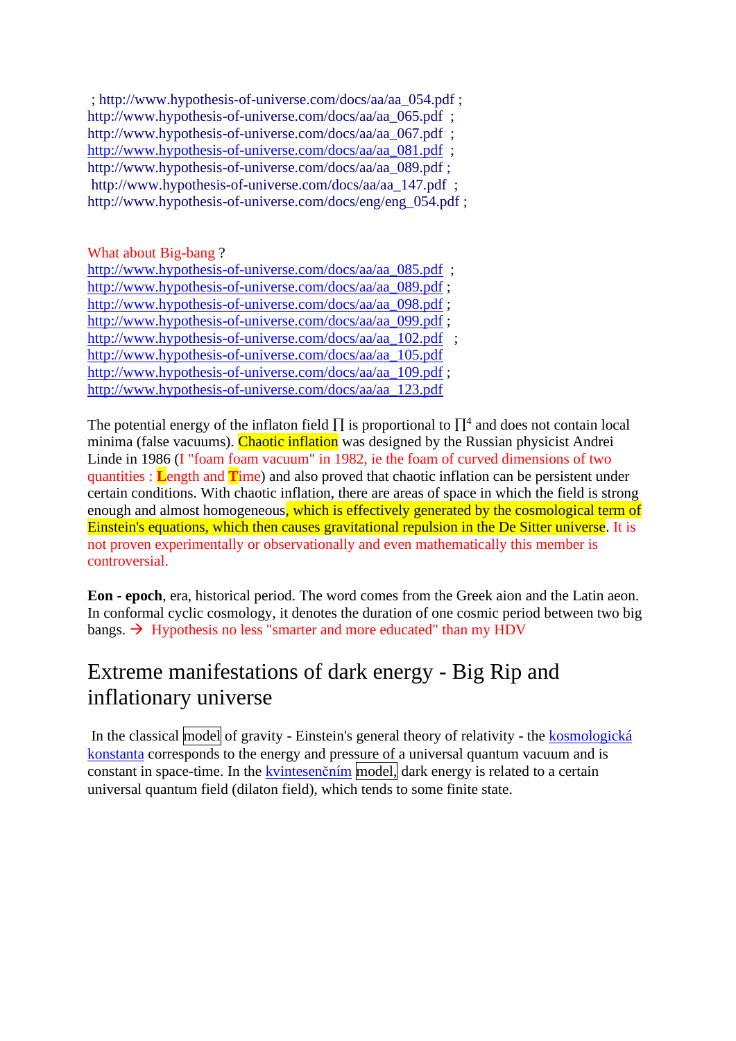; http://www.hypothesis-of-universe.com/docs/aa/aa_054.pdf ;
http://www.hypothesis-of-universe.com/docs/aa/aa_065.pdf ;
http://www.hypothesis-of-universe.com/docs/aa/aa_067.pdf ;
http://www.hypothesis-of-universe.com/docs/aa/aa_081.pdf ;
http://www.hypothesis-of-universe.com/docs/aa/aa_089.pdf ;
http://www.hypothesis-of-universe.com/docs/aa/aa_147.pdf ;
http://www.hypothesis-of-universe.com/docs/eng/eng_054.pdf ;

What about Big-bang ?
http://www.hypothesis-of-universe.com/docs/aa/aa_085.pdf ;
http://www.hypothesis-of-universe.com/docs/aa/aa_089.pdf ;
http://www.hypothesis-of-universe.com/docs/aa/aa_098.pdf ;
http://www.hypothesis-of-universe.com/docs/aa/aa_099.pdf ;
http://www.hypothesis-of-universe.com/docs/aa/aa_102.pdf ;
http://www.hypothesis-of-universe.com/docs/aa/aa_105.pdf
http://www.hypothesis-of-universe.com/docs/aa/aa_109.pdf ;
http://www.hypothesis-of-universe.com/docs/aa/aa_123.pdf

The potential energy of the inflaton field $\prod$ is proportional to $\prod^4$ and does not contain local minima (false vacuums). Chaotic inflation was designed by the Russian physicist Andrei Linde in 1986 (I "foam foam vacuum" in 1982, ie the foam of curved dimensions of two quantities : Length and Time) and also proved that chaotic inflation can be persistent under certain conditions. With chaotic inflation, there are areas of space in which the field is strong enough and almost homogeneous, which is effectively generated by the cosmological term of Einstein's equations, which then causes gravitational repulsion in the De Sitter universe. It is not proven experimentally or observationally and even mathematically this member is controversial.

**Eon - epoch**, era, historical period. The word comes from the Greek aion and the Latin aeon. In conformal cyclic cosmology, it denotes the duration of one cosmic period between two big bangs. → Hypothesis no less "smarter and more educated" than my HDV

# Extreme manifestations of dark energy - Big Rip and inflationary universe

In the classical model of gravity - Einstein's general theory of relativity - the kosmologická konstanta corresponds to the energy and pressure of a universal quantum vacuum and is constant in space-time. In the kvintesenčním model, dark energy is related to a certain universal quantum field (dilaton field), which tends to some finite state.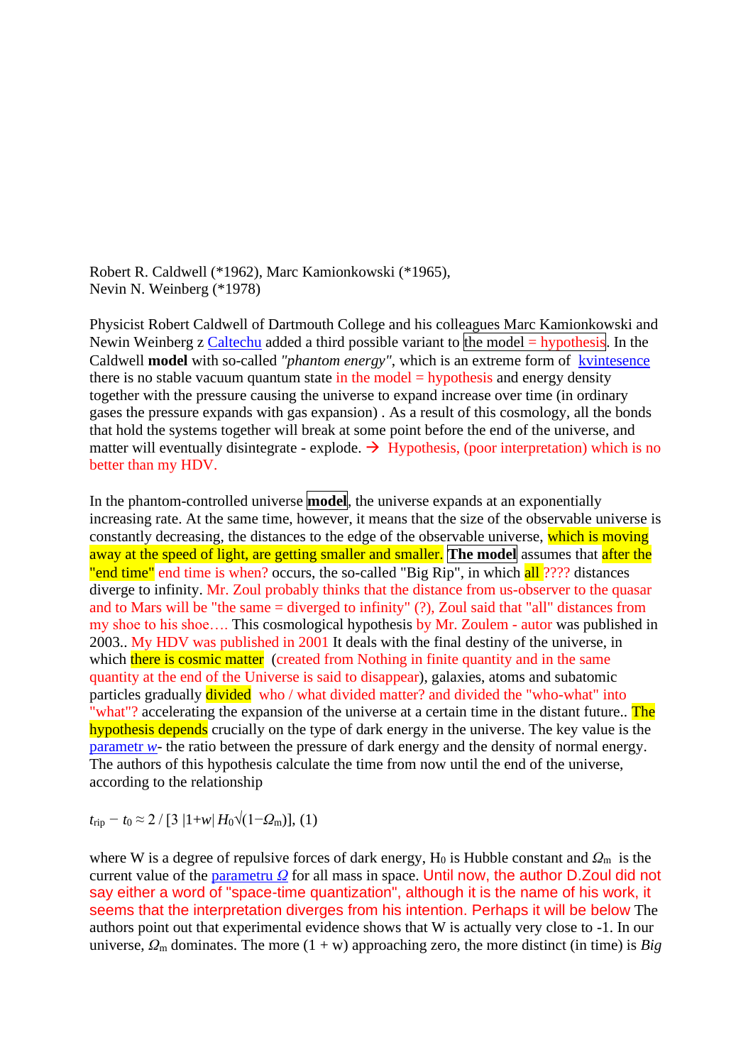Robert R. Caldwell (*1962), Marc Kamionkowski (*1965),
Nevin N. Weinberg (*1978)

Physicist Robert Caldwell of Dartmouth College and his colleagues Marc Kamionkowski and Newin Weinberg z Caltechu added a third possible variant to the model = hypothesis. In the Caldwell **model** with so-called *"phantom energy"*, which is an extreme form of kvintesence there is no stable vacuum quantum state in the model = hypothesis and energy density together with the pressure causing the universe to expand increase over time (in ordinary gases the pressure expands with gas expansion) . As a result of this cosmology, all the bonds that hold the systems together will break at some point before the end of the universe, and matter will eventually disintegrate - explode. → Hypothesis, (poor interpretation) which is no better than my HDV.

In the phantom-controlled universe **model**, the universe expands at an exponentially increasing rate. At the same time, however, it means that the size of the observable universe is constantly decreasing, the distances to the edge of the observable universe, which is moving away at the speed of light, are getting smaller and smaller. **The model** assumes that after the "end time" end time is when? occurs, the so-called "Big Rip", in which all ???? distances diverge to infinity. Mr. Zoul probably thinks that the distance from us-observer to the quasar and to Mars will be "the same = diverged to infinity" (?), Zoul said that "all" distances from my shoe to his shoe…. This cosmological hypothesis by Mr. Zoulem - autor was published in 2003.. My HDV was published in 2001 It deals with the final destiny of the universe, in which there is cosmic matter (created from Nothing in finite quantity and in the same quantity at the end of the Universe is said to disappear), galaxies, atoms and subatomic particles gradually divided who / what divided matter? and divided the "who-what" into "what"? accelerating the expansion of the universe at a certain time in the distant future.. The hypothesis depends crucially on the type of dark energy in the universe. The key value is the parametr $w$- the ratio between the pressure of dark energy and the density of normal energy. The authors of this hypothesis calculate the time from now until the end of the universe, according to the relationship

$$t_{rip} - t_0 \approx 2 / [3\ |1+w|\ H_0\sqrt{(1-\Omega_m)}],\ (1)$$

where W is a degree of repulsive forces of dark energy, $H_0$ is Hubble constant and $\Omega_m$ is the current value of the parametru $\Omega$ for all mass in space. Until now, the author D.Zoul did not say either a word of "space-time quantization", although it is the name of his work, it seems that the interpretation diverges from his intention. Perhaps it will be below The authors point out that experimental evidence shows that W is actually very close to -1. In our universe, $\Omega_m$ dominates. The more (1 + w) approaching zero, the more distinct (in time) is *Big*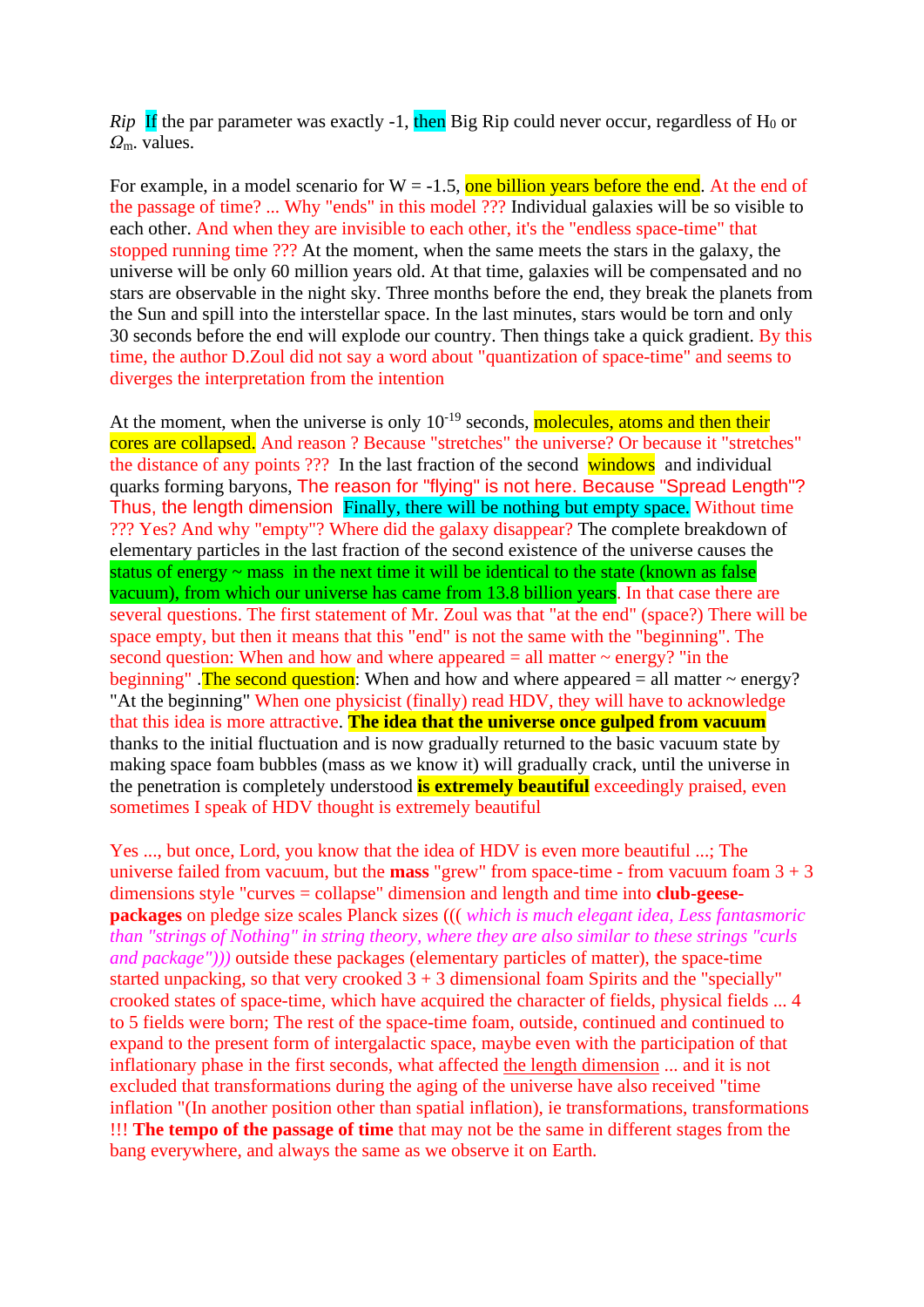*Rip* If the par parameter was exactly -1, then Big Rip could never occur, regardless of $H_0$ or $\Omega_m$. values.

For example, in a model scenario for W = -1.5, one billion years before the end. At the end of the passage of time? ... Why "ends" in this model ??? Individual galaxies will be so visible to each other. And when they are invisible to each other, it's the "endless space-time" that stopped running time ??? At the moment, when the same meets the stars in the galaxy, the universe will be only 60 million years old. At that time, galaxies will be compensated and no stars are observable in the night sky. Three months before the end, they break the planets from the Sun and spill into the interstellar space. In the last minutes, stars would be torn and only 30 seconds before the end will explode our country. Then things take a quick gradient. By this time, the author D.Zoul did not say a word about "quantization of space-time" and seems to diverges the interpretation from the intention

At the moment, when the universe is only $10^{-19}$ seconds, molecules, atoms and then their cores are collapsed. And reason ? Because "stretches" the universe? Or because it "stretches" the distance of any points ??? In the last fraction of the second windows and individual quarks forming baryons, The reason for "flying" is not here. Because "Spread Length"? Thus, the length dimension Finally, there will be nothing but empty space. Without time ??? Yes? And why "empty"? Where did the galaxy disappear? The complete breakdown of elementary particles in the last fraction of the second existence of the universe causes the status of energy ~ mass in the next time it will be identical to the state (known as false vacuum), from which our universe has came from 13.8 billion years. In that case there are several questions. The first statement of Mr. Zoul was that "at the end" (space?) There will be space empty, but then it means that this "end" is not the same with the "beginning". The second question: When and how and where appeared = all matter ~ energy? "in the beginning" .The second question: When and how and where appeared = all matter ~ energy? "At the beginning" When one physicist (finally) read HDV, they will have to acknowledge that this idea is more attractive. **The idea that the universe once gulped from vacuum** thanks to the initial fluctuation and is now gradually returned to the basic vacuum state by making space foam bubbles (mass as we know it) will gradually crack, until the universe in the penetration is completely understood **is extremely beautiful** exceedingly praised, even sometimes I speak of HDV thought is extremely beautiful

Yes ..., but once, Lord, you know that the idea of HDV is even more beautiful ...; The universe failed from vacuum, but the **mass** "grew" from space-time - from vacuum foam 3 + 3 dimensions style "curves = collapse" dimension and length and time into **club-geese-packages** on pledge size scales Planck sizes ((( *which is much elegant idea, Less fantasmoric than "strings of Nothing" in string theory, where they are also similar to these strings "curls and package")))* outside these packages (elementary particles of matter), the space-time started unpacking, so that very crooked 3 + 3 dimensional foam Spirits and the "specially" crooked states of space-time, which have acquired the character of fields, physical fields ... 4 to 5 fields were born; The rest of the space-time foam, outside, continued and continued to expand to the present form of intergalactic space, maybe even with the participation of that inflationary phase in the first seconds, what affected the length dimension ... and it is not excluded that transformations during the aging of the universe have also received "time inflation "(In another position other than spatial inflation), ie transformations, transformations !!! **The tempo of the passage of time** that may not be the same in different stages from the bang everywhere, and always the same as we observe it on Earth.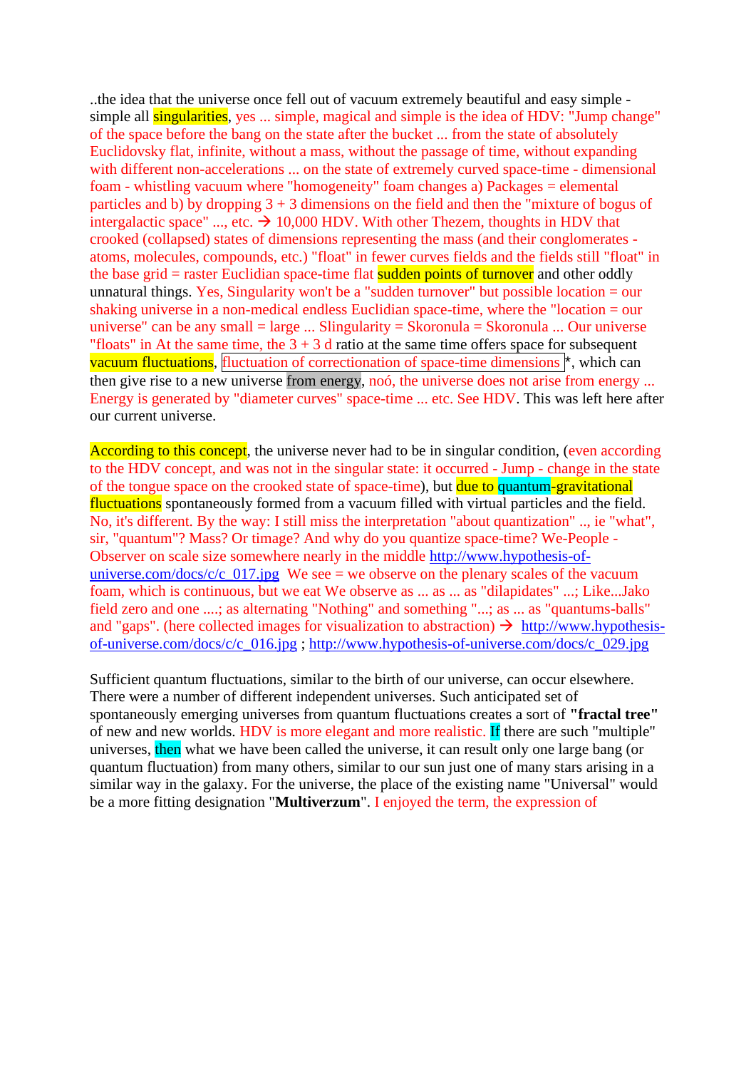..the idea that the universe once fell out of vacuum extremely beautiful and easy simple - simple all singularities, yes ... simple, magical and simple is the idea of HDV: "Jump change" of the space before the bang on the state after the bucket ... from the state of absolutely Euclidovsky flat, infinite, without a mass, without the passage of time, without expanding with different non-accelerations ... on the state of extremely curved space-time - dimensional foam - whistling vacuum where "homogeneity" foam changes a) Packages = elemental particles and b) by dropping 3 + 3 dimensions on the field and then the "mixture of bogus of intergalactic space" ..., etc. → 10,000 HDV. With other Thezem, thoughts in HDV that crooked (collapsed) states of dimensions representing the mass (and their conglomerates - atoms, molecules, compounds, etc.) "float" in fewer curves fields and the fields still "float" in the base grid = raster Euclidian space-time flat sudden points of turnover and other oddly unnatural things. Yes, Singularity won't be a "sudden turnover" but possible location = our shaking universe in a non-medical endless Euclidian space-time, where the "location = our universe" can be any small = large ... Slingularity = Skoronula = Skoronula ... Our universe "floats" in At the same time, the 3 + 3 d ratio at the same time offers space for subsequent vacuum fluctuations, fluctuation of correctionation of space-time dimensions *, which can then give rise to a new universe from energy, noó, the universe does not arise from energy ... Energy is generated by "diameter curves" space-time ... etc. See HDV. This was left here after our current universe.

According to this concept, the universe never had to be in singular condition, (even according to the HDV concept, and was not in the singular state: it occurred - Jump - change in the state of the tongue space on the crooked state of space-time), but due to quantum-gravitational fluctuations spontaneously formed from a vacuum filled with virtual particles and the field. No, it's different. By the way: I still miss the interpretation "about quantization" .., ie "what", sir, "quantum"? Mass? Or timage? And why do you quantize space-time? We-People - Observer on scale size somewhere nearly in the middle http://www.hypothesis-of-universe.com/docs/c/c_017.jpg We see = we observe on the plenary scales of the vacuum foam, which is continuous, but we eat We observe as ... as ... as "dilapidates" ...; Like...Jako field zero and one ....; as alternating "Nothing" and something "...; as ... as "quantums-balls" and "gaps". (here collected images for visualization to abstraction) → http://www.hypothesis-of-universe.com/docs/c/c_016.jpg ; http://www.hypothesis-of-universe.com/docs/c_029.jpg

Sufficient quantum fluctuations, similar to the birth of our universe, can occur elsewhere. There were a number of different independent universes. Such anticipated set of spontaneously emerging universes from quantum fluctuations creates a sort of **"fractal tree"** of new and new worlds. HDV is more elegant and more realistic. If there are such "multiple" universes, then what we have been called the universe, it can result only one large bang (or quantum fluctuation) from many others, similar to our sun just one of many stars arising in a similar way in the galaxy. For the universe, the place of the existing name "Universal" would be a more fitting designation "**Multiverzum**". I enjoyed the term, the expression of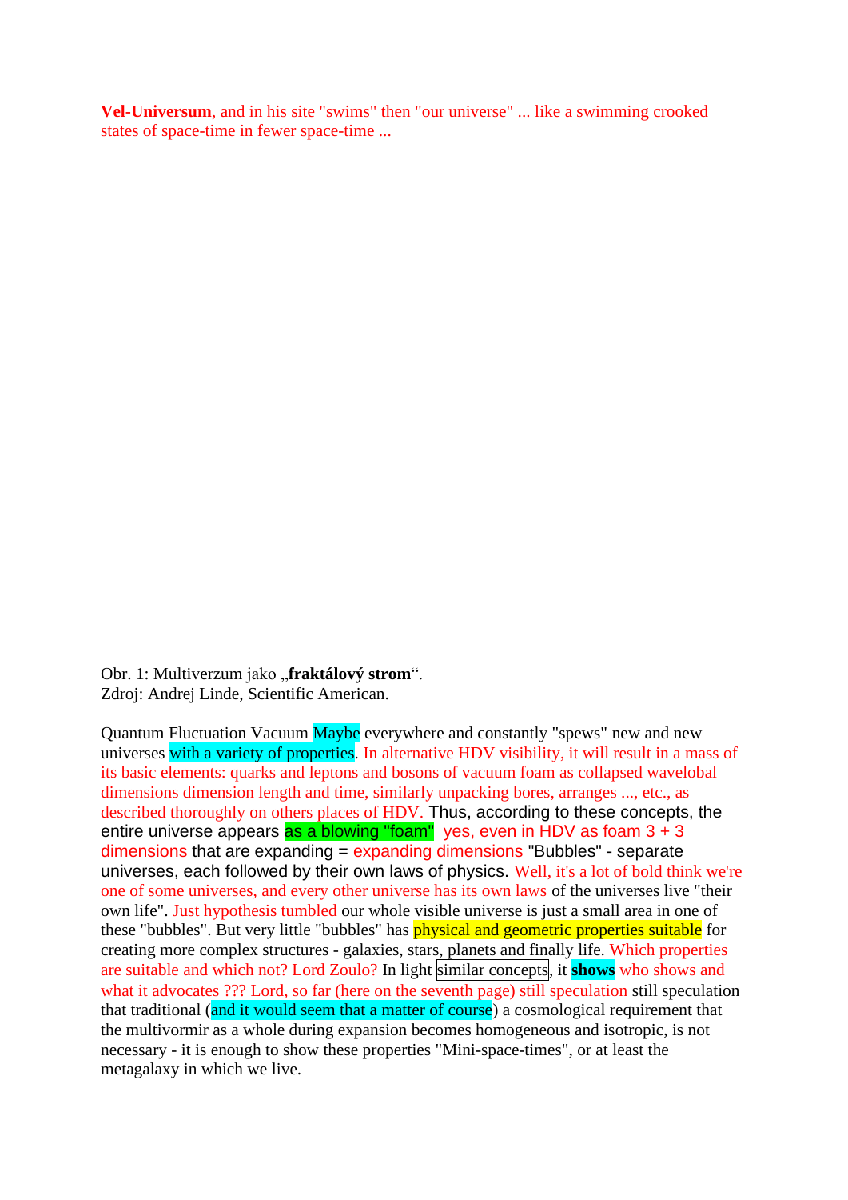**Vel-Universum**, and in his site "swims" then "our universe" ... like a swimming crooked states of space-time in fewer space-time ...

Obr. 1: Multiverzum jako „**fraktálový strom**“.
Zdroj: Andrej Linde, Scientific American.

Quantum Fluctuation Vacuum Maybe everywhere and constantly "spews" new and new universes with a variety of properties. In alternative HDV visibility, it will result in a mass of its basic elements: quarks and leptons and bosons of vacuum foam as collapsed wavelobal dimensions dimension length and time, similarly unpacking bores, arranges ..., etc., as described thoroughly on others places of HDV. Thus, according to these concepts, the entire universe appears as a blowing "foam" yes, even in HDV as foam 3 + 3 dimensions that are expanding = expanding dimensions "Bubbles" - separate universes, each followed by their own laws of physics. Well, it's a lot of bold think we're one of some universes, and every other universe has its own laws of the universes live "their own life". Just hypothesis tumbled our whole visible universe is just a small area in one of these "bubbles". But very little "bubbles" has physical and geometric properties suitable for creating more complex structures - galaxies, stars, planets and finally life. Which properties are suitable and which not? Lord Zoulo? In light similar concepts, it **shows** who shows and what it advocates ??? Lord, so far (here on the seventh page) still speculation still speculation that traditional (and it would seem that a matter of course) a cosmological requirement that the multivormir as a whole during expansion becomes homogeneous and isotropic, is not necessary - it is enough to show these properties "Mini-space-times", or at least the metagalaxy in which we live.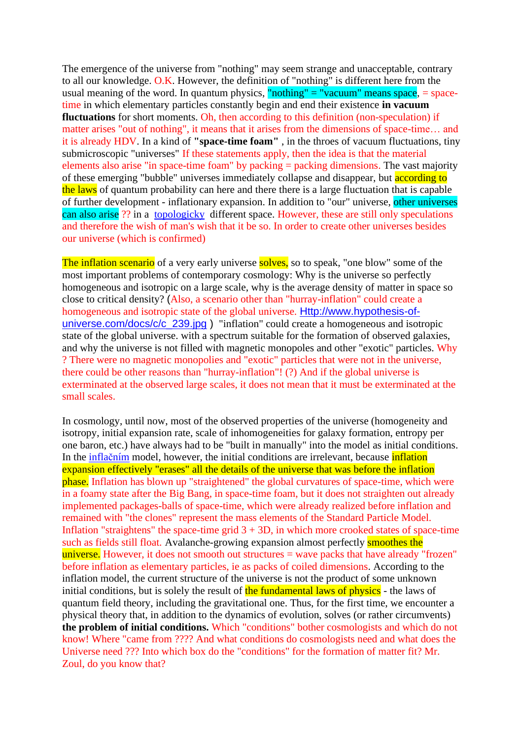The emergence of the universe from "nothing" may seem strange and unacceptable, contrary to all our knowledge. O.K. However, the definition of "nothing" is different here from the usual meaning of the word. In quantum physics, "nothing" = "vacuum" means space, = space-time in which elementary particles constantly begin and end their existence **in vacuum fluctuations** for short moments. Oh, then according to this definition (non-speculation) if matter arises "out of nothing", it means that it arises from the dimensions of space-time… and it is already HDV. In a kind of **"space-time foam"** , in the throes of vacuum fluctuations, tiny submicroscopic "universes" If these statements apply, then the idea is that the material elements also arise "in space-time foam" by packing = packing dimensions. The vast majority of these emerging "bubble" universes immediately collapse and disappear, but according to the laws of quantum probability can here and there there is a large fluctuation that is capable of further development - inflationary expansion. In addition to "our" universe, other universes can also arise ?? in a topologicky different space. However, these are still only speculations and therefore the wish of man's wish that it be so. In order to create other universes besides our universe (which is confirmed)

The inflation scenario of a very early universe solves, so to speak, "one blow" some of the most important problems of contemporary cosmology: Why is the universe so perfectly homogeneous and isotropic on a large scale, why is the average density of matter in space so close to critical density? (Also, a scenario other than "hurray-inflation" could create a homogeneous and isotropic state of the global universe. Http://www.hypothesis-of-universe.com/docs/c/c_239.jpg ) "inflation" could create a homogeneous and isotropic state of the global universe. with a spectrum suitable for the formation of observed galaxies, and why the universe is not filled with magnetic monopoles and other "exotic" particles. Why ? There were no magnetic monopolies and "exotic" particles that were not in the universe, there could be other reasons than "hurray-inflation"! (?) And if the global universe is exterminated at the observed large scales, it does not mean that it must be exterminated at the small scales.

In cosmology, until now, most of the observed properties of the universe (homogeneity and isotropy, initial expansion rate, scale of inhomogeneities for galaxy formation, entropy per one baron, etc.) have always had to be "built in manually" into the model as initial conditions. In the inflačním model, however, the initial conditions are irrelevant, because inflation expansion effectively "erases" all the details of the universe that was before the inflation phase. Inflation has blown up "straightened" the global curvatures of space-time, which were in a foamy state after the Big Bang, in space-time foam, but it does not straighten out already implemented packages-balls of space-time, which were already realized before inflation and remained with "the clones" represent the mass elements of the Standard Particle Model. Inflation "straightens" the space-time grid 3 + 3D, in which more crooked states of space-time such as fields still float. Avalanche-growing expansion almost perfectly smoothes the universe. However, it does not smooth out structures = wave packs that have already "frozen" before inflation as elementary particles, ie as packs of coiled dimensions. According to the inflation model, the current structure of the universe is not the product of some unknown initial conditions, but is solely the result of the fundamental laws of physics - the laws of quantum field theory, including the gravitational one. Thus, for the first time, we encounter a physical theory that, in addition to the dynamics of evolution, solves (or rather circumvents) **the problem of initial conditions.** Which "conditions" bother cosmologists and which do not know! Where "came from ???? And what conditions do cosmologists need and what does the Universe need ??? Into which box do the "conditions" for the formation of matter fit? Mr. Zoul, do you know that?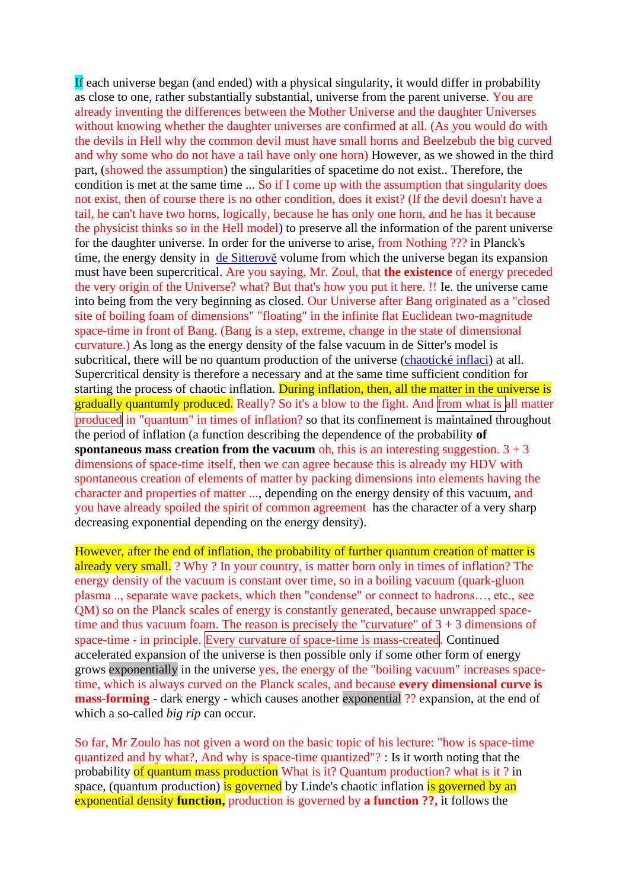If each universe began (and ended) with a physical singularity, it would differ in probability as close to one, rather substantially substantial, universe from the parent universe. You are already inventing the differences between the Mother Universe and the daughter Universes without knowing whether the daughter universes are confirmed at all. (As you would do with the devils in Hell why the common devil must have small horns and Beelzebub the big curved and why some who do not have a tail have only one horn) However, as we showed in the third part, (showed the assumption) the singularities of spacetime do not exist.. Therefore, the condition is met at the same time ... So if I come up with the assumption that singularity does not exist, then of course there is no other condition, does it exist? (If the devil doesn't have a tail, he can't have two horns, logically, because he has only one horn, and he has it because the physicist thinks so in the Hell model) to preserve all the information of the parent universe for the daughter universe. In order for the universe to arise, from Nothing ??? in Planck's time, the energy density in de Sitterově volume from which the universe began its expansion must have been supercritical. Are you saying, Mr. Zoul, that **the existence** of energy preceded the very origin of the Universe? what? But that's how you put it here. !! Ie. the universe came into being from the very beginning as closed. Our Universe after Bang originated as a "closed site of boiling foam of dimensions" "floating" in the infinite flat Euclidean two-magnitude space-time in front of Bang. (Bang is a step, extreme, change in the state of dimensional curvature.) As long as the energy density of the false vacuum in de Sitter's model is subcritical, there will be no quantum production of the universe (chaotické inflaci) at all. Supercritical density is therefore a necessary and at the same time sufficient condition for starting the process of chaotic inflation. During inflation, then, all the matter in the universe is gradually quantumly produced. Really? So it's a blow to the fight. And from what is all matter produced in "quantum" in times of inflation? so that its confinement is maintained throughout the period of inflation (a function describing the dependence of the probability **of spontaneous mass creation from the vacuum** oh, this is an interesting suggestion. 3 + 3 dimensions of space-time itself, then we can agree because this is already my HDV with spontaneous creation of elements of matter by packing dimensions into elements having the character and properties of matter ..., depending on the energy density of this vacuum, and you have already spoiled the spirit of common agreement has the character of a very sharp decreasing exponential depending on the energy density).

However, after the end of inflation, the probability of further quantum creation of matter is already very small. ? Why ? In your country, is matter born only in times of inflation? The energy density of the vacuum is constant over time, so in a boiling vacuum (quark-gluon plasma .., separate wave packets, which then "condense" or connect to hadrons…, etc., see QM) so on the Planck scales of energy is constantly generated, because unwrapped space-time and thus vacuum foam. The reason is precisely the "curvature" of 3 + 3 dimensions of space-time - in principle. Every curvature of space-time is mass-created. Continued accelerated expansion of the universe is then possible only if some other form of energy grows exponentially in the universe yes, the energy of the "boiling vacuum" increases space-time, which is always curved on the Planck scales, and because **every dimensional curve is mass-forming** - dark energy - which causes another exponential ?? expansion, at the end of which a so-called *big rip* can occur.

So far, Mr Zoulo has not given a word on the basic topic of his lecture: "how is space-time quantized and by what?, And why is space-time quantized"? : Is it worth noting that the probability of quantum mass production What is it? Quantum production? what is it ? in space, (quantum production) is governed by Linde's chaotic inflation is governed by an exponential density **function,** production is governed by **a function ??,** it follows the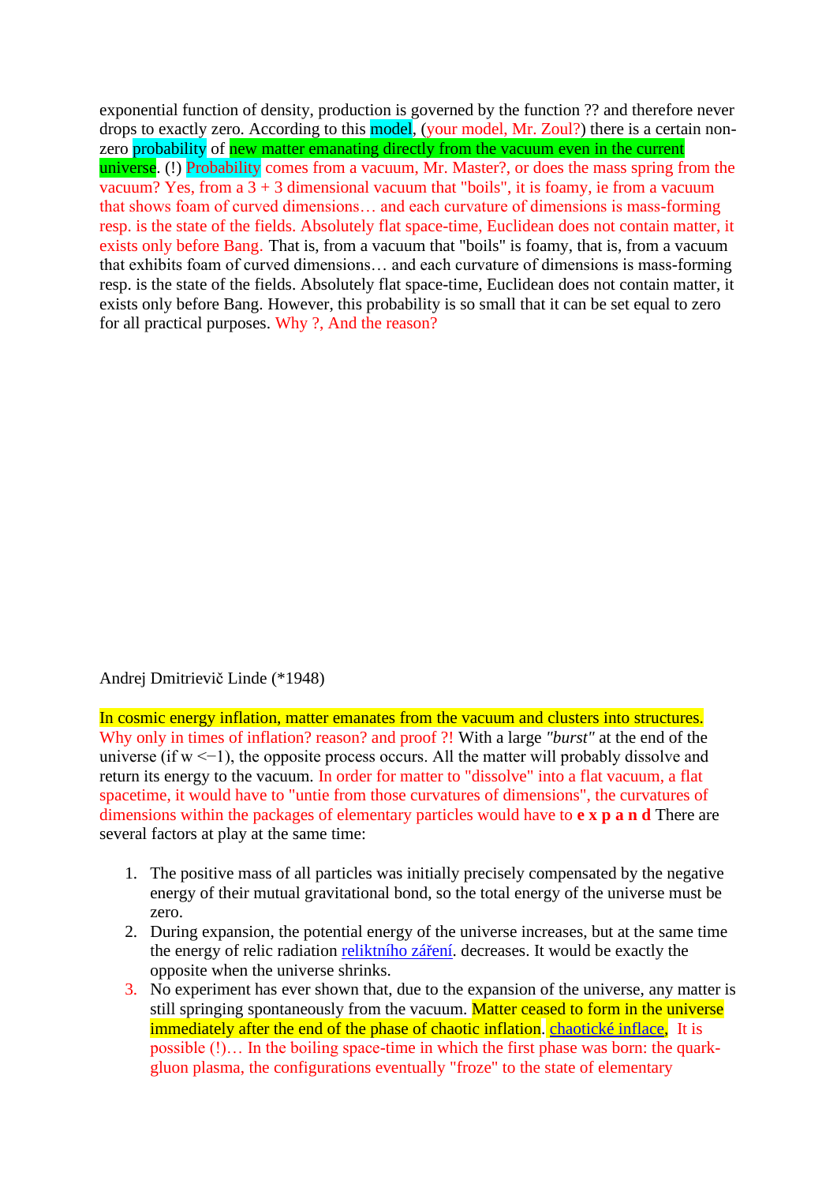exponential function of density, production is governed by the function ?? and therefore never drops to exactly zero. According to this model, (your model, Mr. Zoul?) there is a certain non-zero probability of new matter emanating directly from the vacuum even in the current universe. (!) Probability comes from a vacuum, Mr. Master?, or does the mass spring from the vacuum? Yes, from a 3 + 3 dimensional vacuum that "boils", it is foamy, ie from a vacuum that shows foam of curved dimensions… and each curvature of dimensions is mass-forming resp. is the state of the fields. Absolutely flat space-time, Euclidean does not contain matter, it exists only before Bang. That is, from a vacuum that "boils" is foamy, that is, from a vacuum that exhibits foam of curved dimensions… and each curvature of dimensions is mass-forming resp. is the state of the fields. Absolutely flat space-time, Euclidean does not contain matter, it exists only before Bang. However, this probability is so small that it can be set equal to zero for all practical purposes. Why ?, And the reason?

Andrej Dmitrievič Linde (*1948)

In cosmic energy inflation, matter emanates from the vacuum and clusters into structures. Why only in times of inflation? reason? and proof ?! With a large *"burst"* at the end of the universe (if w <−1), the opposite process occurs. All the matter will probably dissolve and return its energy to the vacuum. In order for matter to "dissolve" into a flat vacuum, a flat spacetime, it would have to "untie from those curvatures of dimensions", the curvatures of dimensions within the packages of elementary particles would have to **e x p a n d** There are several factors at play at the same time:

1. The positive mass of all particles was initially precisely compensated by the negative energy of their mutual gravitational bond, so the total energy of the universe must be zero.
2. During expansion, the potential energy of the universe increases, but at the same time the energy of relic radiation [reliktního záření](). decreases. It would be exactly the opposite when the universe shrinks.
3. No experiment has ever shown that, due to the expansion of the universe, any matter is still springing spontaneously from the vacuum. Matter ceased to form in the universe immediately after the end of the phase of chaotic inflation. [chaotické inflace](), It is possible (!)… In the boiling space-time in which the first phase was born: the quark-gluon plasma, the configurations eventually "froze" to the state of elementary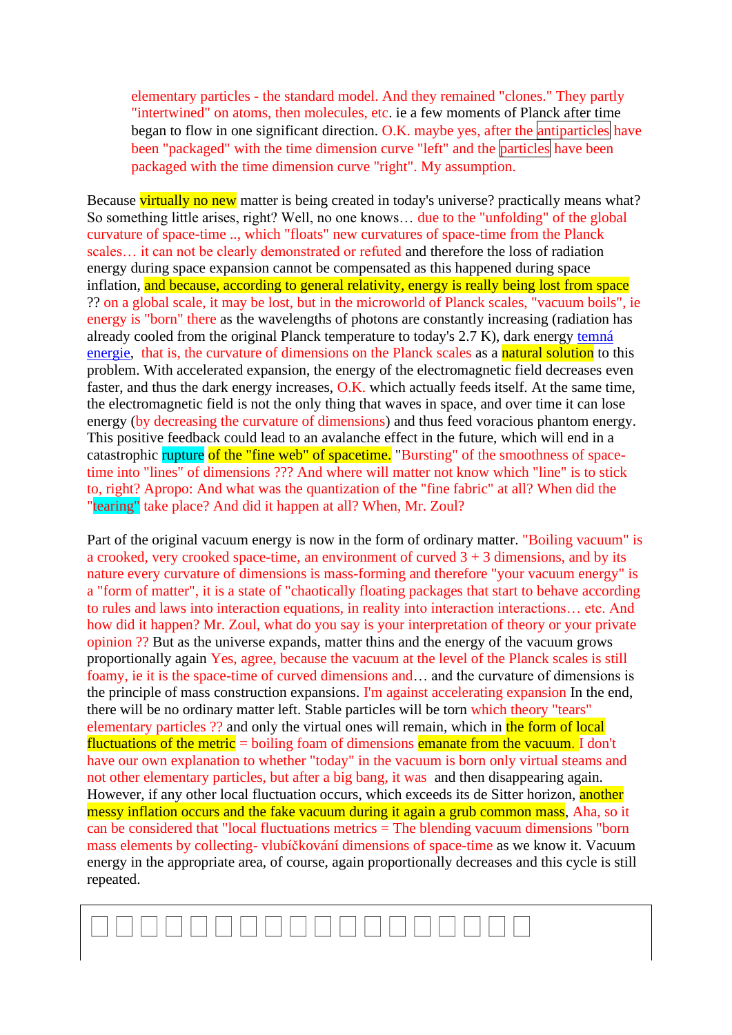elementary particles - the standard model. And they remained "clones." They partly "intertwined" on atoms, then molecules, etc. ie a few moments of Planck after time began to flow in one significant direction. O.K. maybe yes, after the antiparticles have been "packaged" with the time dimension curve "left" and the particles have been packaged with the time dimension curve "right". My assumption.

Because virtually no new matter is being created in today's universe? practically means what? So something little arises, right? Well, no one knows… due to the "unfolding" of the global curvature of space-time .., which "floats" new curvatures of space-time from the Planck scales… it can not be clearly demonstrated or refuted and therefore the loss of radiation energy during space expansion cannot be compensated as this happened during space inflation, and because, according to general relativity, energy is really being lost from space ?? on a global scale, it may be lost, but in the microworld of Planck scales, "vacuum boils", ie energy is "born" there as the wavelengths of photons are constantly increasing (radiation has already cooled from the original Planck temperature to today's 2.7 K), dark energy temná energie, that is, the curvature of dimensions on the Planck scales as a natural solution to this problem. With accelerated expansion, the energy of the electromagnetic field decreases even faster, and thus the dark energy increases, O.K. which actually feeds itself. At the same time, the electromagnetic field is not the only thing that waves in space, and over time it can lose energy (by decreasing the curvature of dimensions) and thus feed voracious phantom energy. This positive feedback could lead to an avalanche effect in the future, which will end in a catastrophic rupture of the "fine web" of spacetime. "Bursting" of the smoothness of space-time into "lines" of dimensions ??? And where will matter not know which "line" is to stick to, right? Apropo: And what was the quantization of the "fine fabric" at all? When did the "tearing" take place? And did it happen at all? When, Mr. Zoul?

Part of the original vacuum energy is now in the form of ordinary matter. "Boiling vacuum" is a crooked, very crooked space-time, an environment of curved 3 + 3 dimensions, and by its nature every curvature of dimensions is mass-forming and therefore "your vacuum energy" is a "form of matter", it is a state of "chaotically floating packages that start to behave according to rules and laws into interaction equations, in reality into interaction interactions… etc. And how did it happen? Mr. Zoul, what do you say is your interpretation of theory or your private opinion ?? But as the universe expands, matter thins and the energy of the vacuum grows proportionally again Yes, agree, because the vacuum at the level of the Planck scales is still foamy, ie it is the space-time of curved dimensions and… and the curvature of dimensions is the principle of mass construction expansions. I'm against accelerating expansion In the end, there will be no ordinary matter left. Stable particles will be torn which theory "tears" elementary particles ?? and only the virtual ones will remain, which in the form of local fluctuations of the metric = boiling foam of dimensions emanate from the vacuum. I don't have our own explanation to whether "today" in the vacuum is born only virtual steams and not other elementary particles, but after a big bang, it was and then disappearing again. However, if any other local fluctuation occurs, which exceeds its de Sitter horizon, another messy inflation occurs and the fake vacuum during it again a grub common mass, Aha, so it can be considered that "local fluctuations metrics = The blending vacuum dimensions "born mass elements by collecting- vlubíčkování dimensions of space-time as we know it. Vacuum energy in the appropriate area, of course, again proportionally decreases and this cycle is still repeated.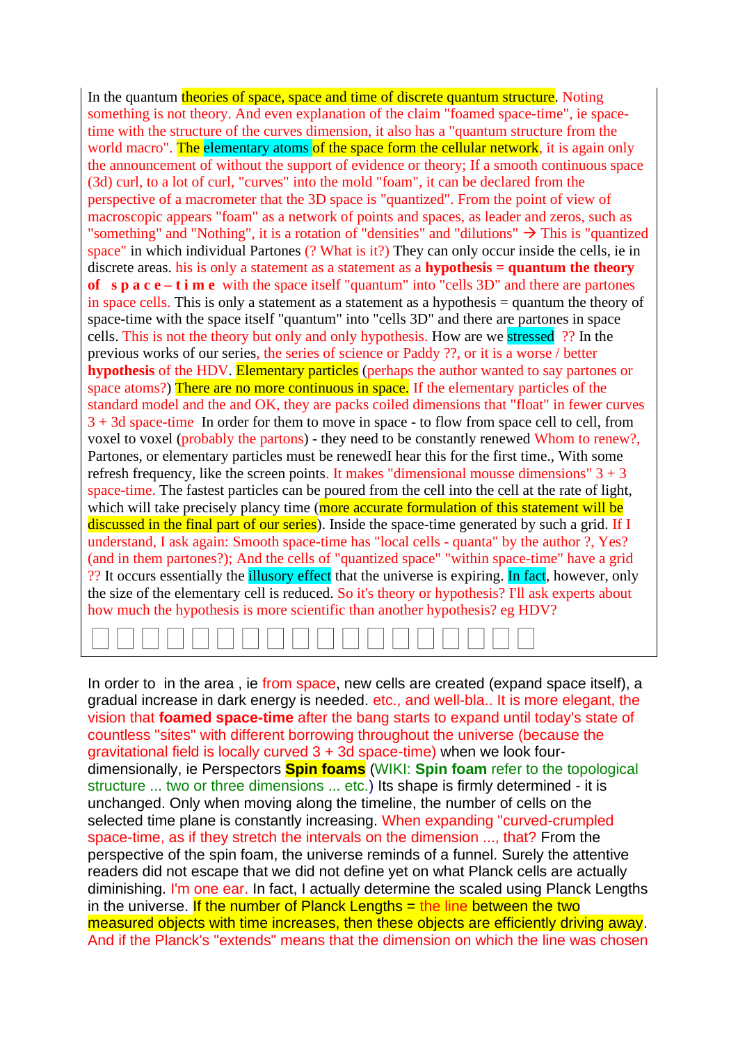In the quantum theories of space, space and time of discrete quantum structure. Noting something is not theory. And even explanation of the claim "foamed space-time", ie space-time with the structure of the curves dimension, it also has a "quantum structure from the world macro". The elementary atoms of the space form the cellular network, it is again only the announcement of without the support of evidence or theory; If a smooth continuous space (3d) curl, to a lot of curl, "curves" into the mold "foam", it can be declared from the perspective of a macrometer that the 3D space is "quantized". From the point of view of macroscopic appears "foam" as a network of points and spaces, as leader and zeros, such as "something" and "Nothing", it is a rotation of "densities" and "dilutions" → This is "quantized space" in which individual Partones (? What is it?) They can only occur inside the cells, ie in discrete areas. his is only a statement as a statement as a **hypothesis = quantum the theory of s p a c e – t i m e** with the space itself "quantum" into "cells 3D" and there are partones in space cells. This is only a statement as a statement as a hypothesis = quantum the theory of space-time with the space itself "quantum" into "cells 3D" and there are partones in space cells. This is not the theory but only and only hypothesis. How are we stressed ?? In the previous works of our series, the series of science or Paddy ??, or it is a worse / better **hypothesis** of the HDV. Elementary particles (perhaps the author wanted to say partones or space atoms?) There are no more continuous in space. If the elementary particles of the standard model and the and OK, they are packs coiled dimensions that "float" in fewer curves 3 + 3d space-time In order for them to move in space - to flow from space cell to cell, from voxel to voxel (probably the partons) - they need to be constantly renewed Whom to renew?, Partones, or elementary particles must be renewedI hear this for the first time., With some refresh frequency, like the screen points. It makes "dimensional mousse dimensions" 3 + 3 space-time. The fastest particles can be poured from the cell into the cell at the rate of light, which will take precisely plancy time (more accurate formulation of this statement will be discussed in the final part of our series). Inside the space-time generated by such a grid. If I understand, I ask again: Smooth space-time has "local cells - quanta" by the author ?, Yes? (and in them partones?); And the cells of "quantized space" "within space-time" have a grid ?? It occurs essentially the illusory effect that the universe is expiring. In fact, however, only the size of the elementary cell is reduced. So it's theory or hypothesis? I'll ask experts about how much the hypothesis is more scientific than another hypothesis? eg HDV?

□□□□□□□□□□□□□□□□□□

In order to in the area , ie from space, new cells are created (expand space itself), a gradual increase in dark energy is needed. etc., and well-bla.. It is more elegant, the vision that **foamed space-time** after the bang starts to expand until today's state of countless "sites" with different borrowing throughout the universe (because the gravitational field is locally curved 3 + 3d space-time) when we look four-dimensionally, ie Perspectors **Spin foams** (WIKI: **Spin foam** refer to the topological structure ... two or three dimensions ... etc.) Its shape is firmly determined - it is unchanged. Only when moving along the timeline, the number of cells on the selected time plane is constantly increasing. When expanding "curved-crumpled space-time, as if they stretch the intervals on the dimension ..., that? From the perspective of the spin foam, the universe reminds of a funnel. Surely the attentive readers did not escape that we did not define yet on what Planck cells are actually diminishing. I'm one ear. In fact, I actually determine the scaled using Planck Lengths in the universe. If the number of Planck Lengths = the line between the two measured objects with time increases, then these objects are efficiently driving away. And if the Planck's "extends" means that the dimension on which the line was chosen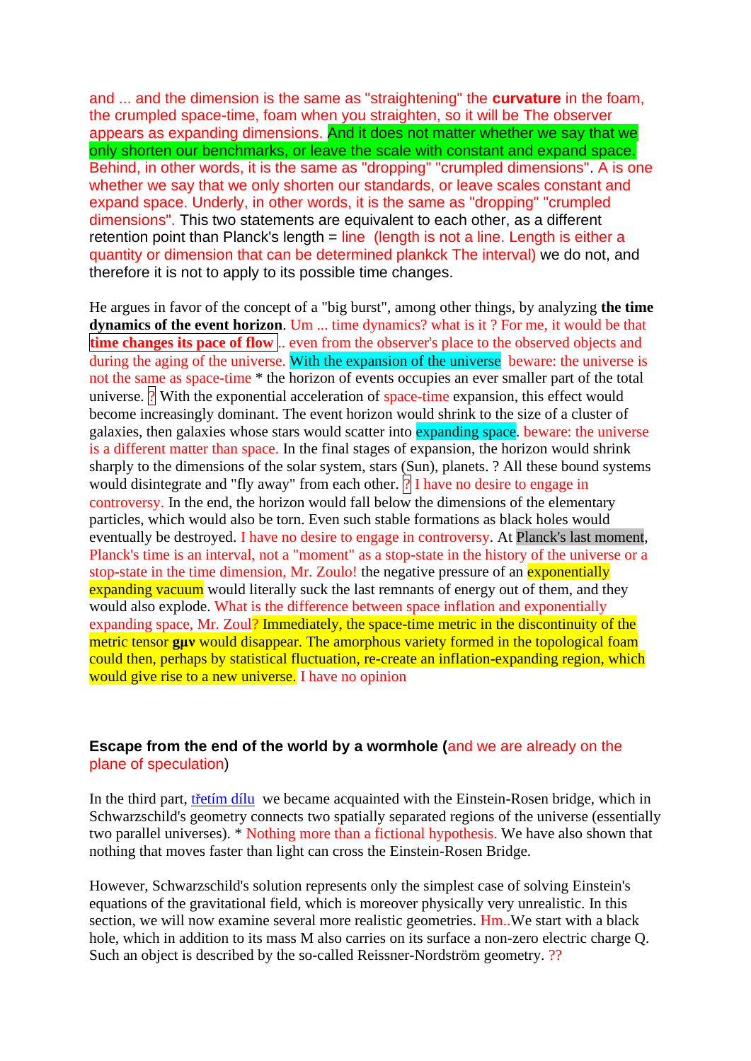and ... and the dimension is the same as "straightening" the **curvature** in the foam, the crumpled space-time, foam when you straighten, so it will be The observer appears as expanding dimensions. And it does not matter whether we say that we only shorten our benchmarks, or leave the scale with constant and expand space. Behind, in other words, it is the same as "dropping" "crumpled dimensions". A is one whether we say that we only shorten our standards, or leave scales constant and expand space. Underly, in other words, it is the same as "dropping" "crumpled dimensions". This two statements are equivalent to each other, as a different retention point than Planck's length = line (length is not a line. Length is either a quantity or dimension that can be determined plankck The interval) we do not, and therefore it is not to apply to its possible time changes.

He argues in favor of the concept of a "big burst", among other things, by analyzing **the time dynamics of the event horizon**. Um ... time dynamics? what is it ? For me, it would be that **time changes its pace of flow** .. even from the observer's place to the observed objects and during the aging of the universe. With the expansion of the universe beware: the universe is not the same as space-time * the horizon of events occupies an ever smaller part of the total universe. ? With the exponential acceleration of space-time expansion, this effect would become increasingly dominant. The event horizon would shrink to the size of a cluster of galaxies, then galaxies whose stars would scatter into expanding space. beware: the universe is a different matter than space. In the final stages of expansion, the horizon would shrink sharply to the dimensions of the solar system, stars (Sun), planets. ? All these bound systems would disintegrate and "fly away" from each other. ? I have no desire to engage in controversy. In the end, the horizon would fall below the dimensions of the elementary particles, which would also be torn. Even such stable formations as black holes would eventually be destroyed. I have no desire to engage in controversy. At Planck's last moment, Planck's time is an interval, not a "moment" as a stop-state in the history of the universe or a stop-state in the time dimension, Mr. Zoulo! the negative pressure of an exponentially expanding vacuum would literally suck the last remnants of energy out of them, and they would also explode. What is the difference between space inflation and exponentially expanding space, Mr. Zoul? Immediately, the space-time metric in the discontinuity of the metric tensor **gμν** would disappear. The amorphous variety formed in the topological foam could then, perhaps by statistical fluctuation, re-create an inflation-expanding region, which would give rise to a new universe. I have no opinion

**Escape from the end of the world by a wormhole** (and we are already on the plane of speculation)

In the third part, třetím dílu we became acquainted with the Einstein-Rosen bridge, which in Schwarzschild's geometry connects two spatially separated regions of the universe (essentially two parallel universes). * Nothing more than a fictional hypothesis. We have also shown that nothing that moves faster than light can cross the Einstein-Rosen Bridge.

However, Schwarzschild's solution represents only the simplest case of solving Einstein's equations of the gravitational field, which is moreover physically very unrealistic. In this section, we will now examine several more realistic geometries. Hm..We start with a black hole, which in addition to its mass M also carries on its surface a non-zero electric charge Q. Such an object is described by the so-called Reissner-Nordström geometry. ??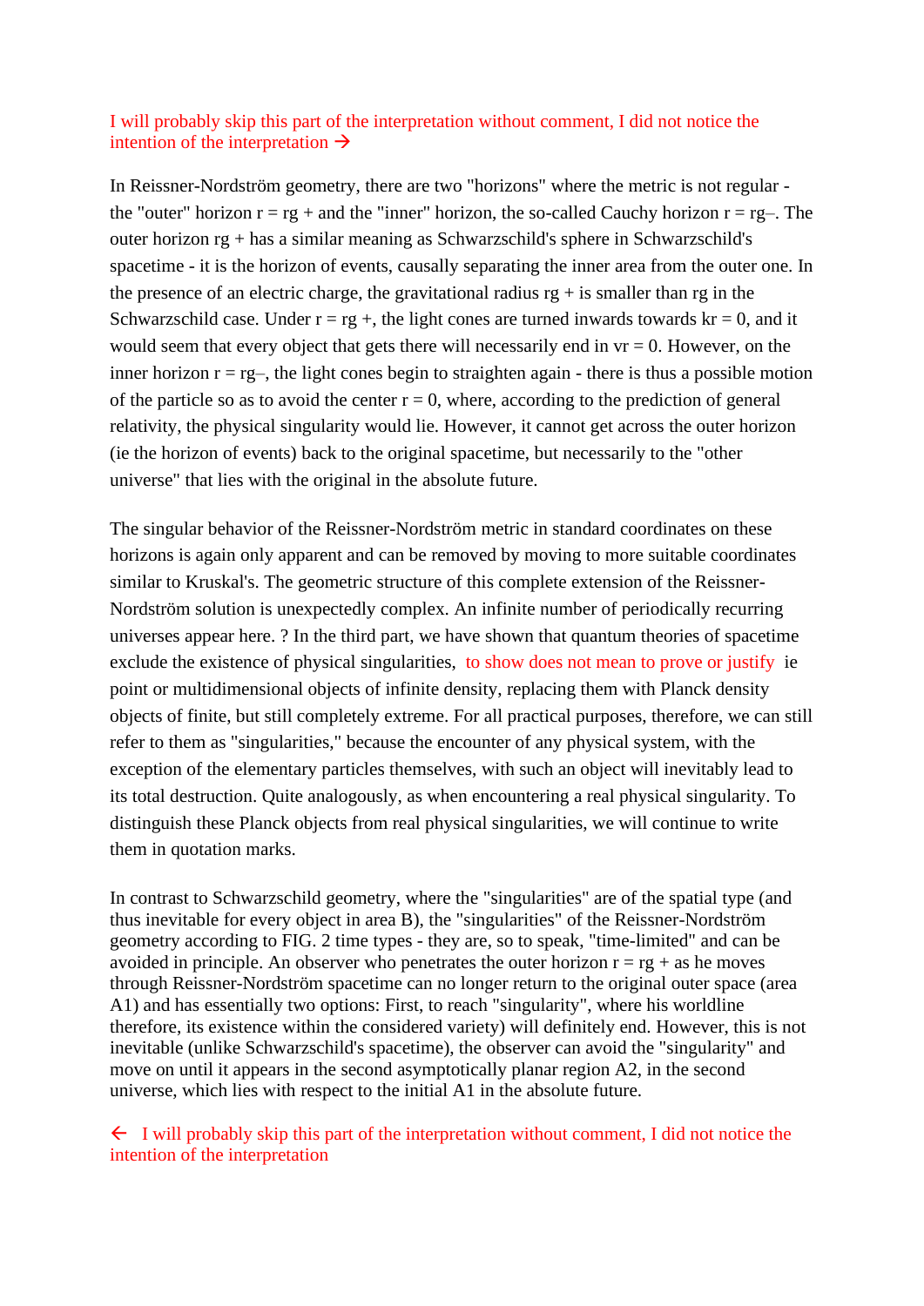I will probably skip this part of the interpretation without comment, I did not notice the intention of the interpretation →

In Reissner-Nordström geometry, there are two "horizons" where the metric is not regular - the "outer" horizon $r = r_{g+}$ and the "inner" horizon, the so-called Cauchy horizon $r = r_{g-}$. The outer horizon $r_{g+}$ has a similar meaning as Schwarzschild's sphere in Schwarzschild's spacetime - it is the horizon of events, causally separating the inner area from the outer one. In the presence of an electric charge, the gravitational radius $r_{g+}$ is smaller than $r_g$ in the Schwarzschild case. Under $r = r_{g+}$, the light cones are turned inwards towards kr = 0, and it would seem that every object that gets there will necessarily end in vr = 0. However, on the inner horizon $r = r_{g-}$, the light cones begin to straighten again - there is thus a possible motion of the particle so as to avoid the center $r = 0$, where, according to the prediction of general relativity, the physical singularity would lie. However, it cannot get across the outer horizon (ie the horizon of events) back to the original spacetime, but necessarily to the "other universe" that lies with the original in the absolute future.

The singular behavior of the Reissner-Nordström metric in standard coordinates on these horizons is again only apparent and can be removed by moving to more suitable coordinates similar to Kruskal's. The geometric structure of this complete extension of the Reissner-Nordström solution is unexpectedly complex. An infinite number of periodically recurring universes appear here. ? In the third part, we have shown that quantum theories of spacetime exclude the existence of physical singularities, to show does not mean to prove or justify ie point or multidimensional objects of infinite density, replacing them with Planck density objects of finite, but still completely extreme. For all practical purposes, therefore, we can still refer to them as "singularities," because the encounter of any physical system, with the exception of the elementary particles themselves, with such an object will inevitably lead to its total destruction. Quite analogously, as when encountering a real physical singularity. To distinguish these Planck objects from real physical singularities, we will continue to write them in quotation marks.

In contrast to Schwarzschild geometry, where the "singularities" are of the spatial type (and thus inevitable for every object in area B), the "singularities" of the Reissner-Nordström geometry according to FIG. 2 time types - they are, so to speak, "time-limited" and can be avoided in principle. An observer who penetrates the outer horizon $r = r_{g+}$ as he moves through Reissner-Nordström spacetime can no longer return to the original outer space (area A1) and has essentially two options: First, to reach "singularity", where his worldline therefore, its existence within the considered variety) will definitely end. However, this is not inevitable (unlike Schwarzschild's spacetime), the observer can avoid the "singularity" and move on until it appears in the second asymptotically planar region A2, in the second universe, which lies with respect to the initial A1 in the absolute future.

← I will probably skip this part of the interpretation without comment, I did not notice the intention of the interpretation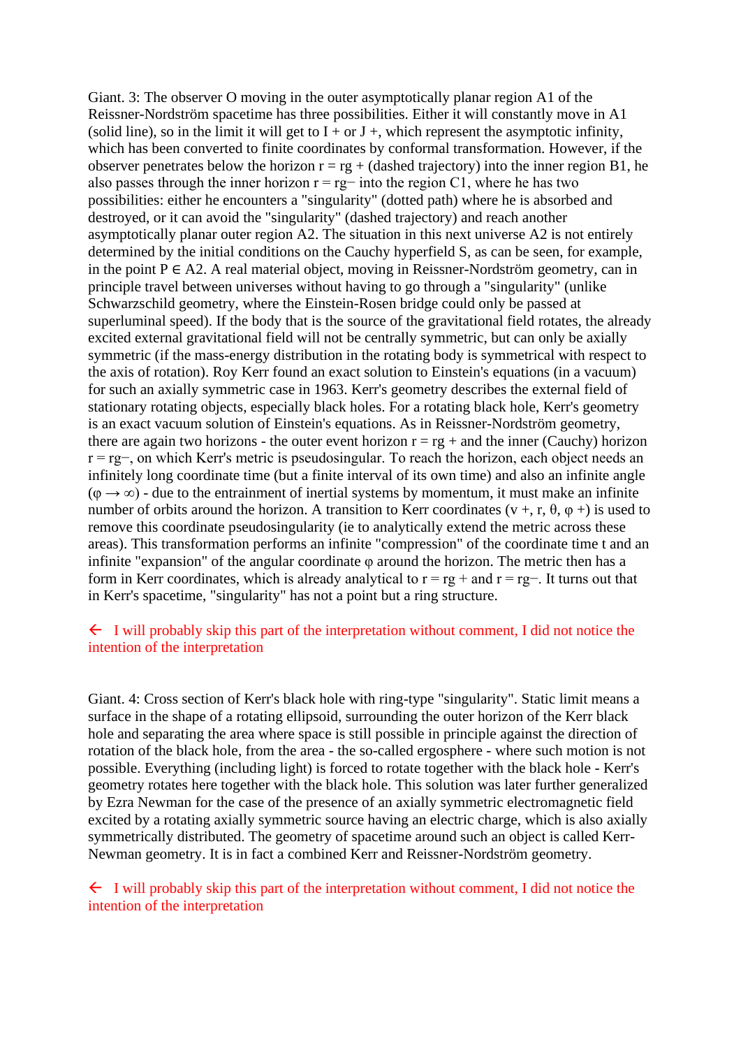Giant. 3: The observer O moving in the outer asymptotically planar region A1 of the Reissner-Nordström spacetime has three possibilities. Either it will constantly move in A1 (solid line), so in the limit it will get to I + or J +, which represent the asymptotic infinity, which has been converted to finite coordinates by conformal transformation. However, if the observer penetrates below the horizon $r = r_{g+}$ (dashed trajectory) into the inner region B1, he also passes through the inner horizon $r = r_{g-}$ into the region C1, where he has two possibilities: either he encounters a "singularity" (dotted path) where he is absorbed and destroyed, or it can avoid the "singularity" (dashed trajectory) and reach another asymptotically planar outer region A2. The situation in this next universe A2 is not entirely determined by the initial conditions on the Cauchy hyperfield S, as can be seen, for example, in the point $P \in A2$. A real material object, moving in Reissner-Nordström geometry, can in principle travel between universes without having to go through a "singularity" (unlike Schwarzschild geometry, where the Einstein-Rosen bridge could only be passed at superluminal speed). If the body that is the source of the gravitational field rotates, the already excited external gravitational field will not be centrally symmetric, but can only be axially symmetric (if the mass-energy distribution in the rotating body is symmetrical with respect to the axis of rotation). Roy Kerr found an exact solution to Einstein's equations (in a vacuum) for such an axially symmetric case in 1963. Kerr's geometry describes the external field of stationary rotating objects, especially black holes. For a rotating black hole, Kerr's geometry is an exact vacuum solution of Einstein's equations. As in Reissner-Nordström geometry, there are again two horizons - the outer event horizon $r = r_{g+}$ and the inner (Cauchy) horizon $r = r_{g-}$, on which Kerr's metric is pseudosingular. To reach the horizon, each object needs an infinitely long coordinate time (but a finite interval of its own time) and also an infinite angle ($\varphi \rightarrow \infty$) - due to the entrainment of inertial systems by momentum, it must make an infinite number of orbits around the horizon. A transition to Kerr coordinates ($v_+$, r, θ, $\varphi_+$) is used to remove this coordinate pseudosingularity (ie to analytically extend the metric across these areas). This transformation performs an infinite "compression" of the coordinate time t and an infinite "expansion" of the angular coordinate φ around the horizon. The metric then has a form in Kerr coordinates, which is already analytical to $r = r_{g+}$ and $r = r_{g-}$. It turns out that in Kerr's spacetime, "singularity" has not a point but a ring structure.

← I will probably skip this part of the interpretation without comment, I did not notice the intention of the interpretation

Giant. 4: Cross section of Kerr's black hole with ring-type "singularity". Static limit means a surface in the shape of a rotating ellipsoid, surrounding the outer horizon of the Kerr black hole and separating the area where space is still possible in principle against the direction of rotation of the black hole, from the area - the so-called ergosphere - where such motion is not possible. Everything (including light) is forced to rotate together with the black hole - Kerr's geometry rotates here together with the black hole. This solution was later further generalized by Ezra Newman for the case of the presence of an axially symmetric electromagnetic field excited by a rotating axially symmetric source having an electric charge, which is also axially symmetrically distributed. The geometry of spacetime around such an object is called Kerr-Newman geometry. It is in fact a combined Kerr and Reissner-Nordström geometry.

← I will probably skip this part of the interpretation without comment, I did not notice the intention of the interpretation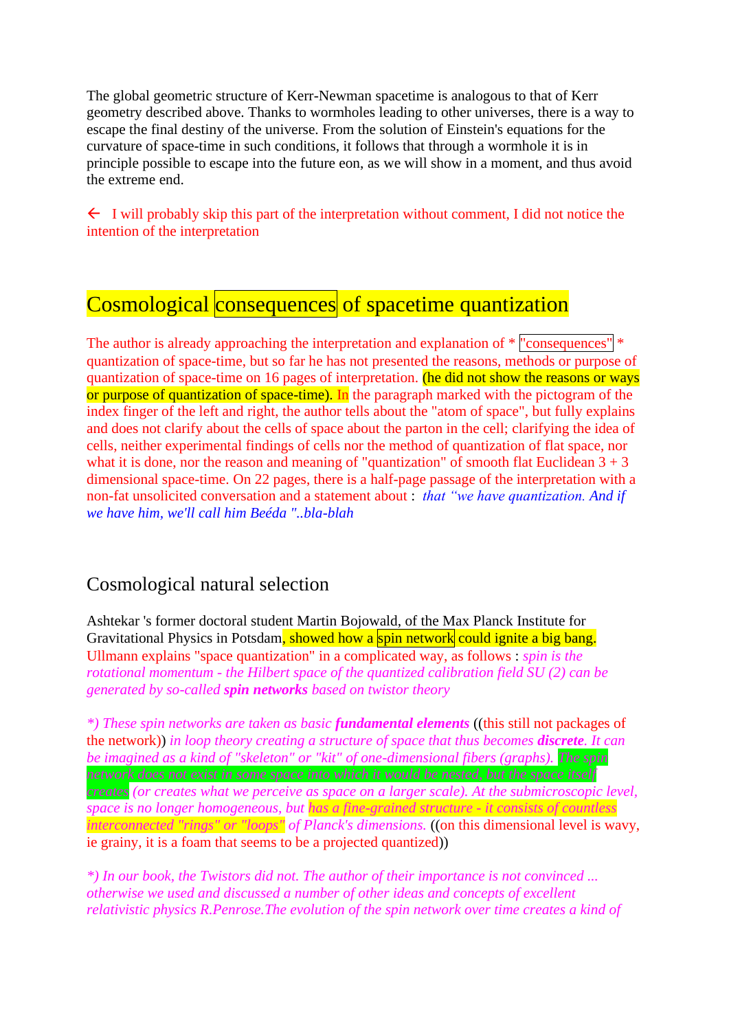The global geometric structure of Kerr-Newman spacetime is analogous to that of Kerr geometry described above. Thanks to wormholes leading to other universes, there is a way to escape the final destiny of the universe. From the solution of Einstein's equations for the curvature of space-time in such conditions, it follows that through a wormhole it is in principle possible to escape into the future eon, as we will show in a moment, and thus avoid the extreme end.

← I will probably skip this part of the interpretation without comment, I did not notice the intention of the interpretation

# Cosmological consequences of spacetime quantization

The author is already approaching the interpretation and explanation of * "consequences" * quantization of space-time, but so far he has not presented the reasons, methods or purpose of quantization of space-time on 16 pages of interpretation. (he did not show the reasons or ways or purpose of quantization of space-time). In the paragraph marked with the pictogram of the index finger of the left and right, the author tells about the "atom of space", but fully explains and does not clarify about the cells of space about the parton in the cell; clarifying the idea of cells, neither experimental findings of cells nor the method of quantization of flat space, nor what it is done, nor the reason and meaning of "quantization" of smooth flat Euclidean 3 + 3 dimensional space-time. On 22 pages, there is a half-page passage of the interpretation with a non-fat unsolicited conversation and a statement about : *that "we have quantization. And if we have him, we'll call him Beéda "..bla-blah*

## Cosmological natural selection

Ashtekar 's former doctoral student Martin Bojowald, of the Max Planck Institute for Gravitational Physics in Potsdam, showed how a spin network could ignite a big bang. Ullmann explains "space quantization" in a complicated way, as follows : *spin is the rotational momentum - the Hilbert space of the quantized calibration field SU (2) can be generated by so-called **spin networks** based on twistor theory*

*\*) These spin networks are taken as basic **fundamental elements*** ((this still not packages of the network)) *in loop theory creating a structure of space that thus becomes **discrete**. It can be imagined as a kind of "skeleton" or "kit" of one-dimensional fibers (graphs). The spin network does not exist in some space into which it would be nested, but the space itself creates (or creates what we perceive as space on a larger scale). At the submicroscopic level, space is no longer homogeneous, but has a fine-grained structure - it consists of countless interconnected "rings" or "loops" of Planck's dimensions.* ((on this dimensional level is wavy, ie grainy, it is a foam that seems to be a projected quantized))

*\*) In our book, the Twistors did not. The author of their importance is not convinced ... otherwise we used and discussed a number of other ideas and concepts of excellent relativistic physics R.Penrose.The evolution of the spin network over time creates a kind of*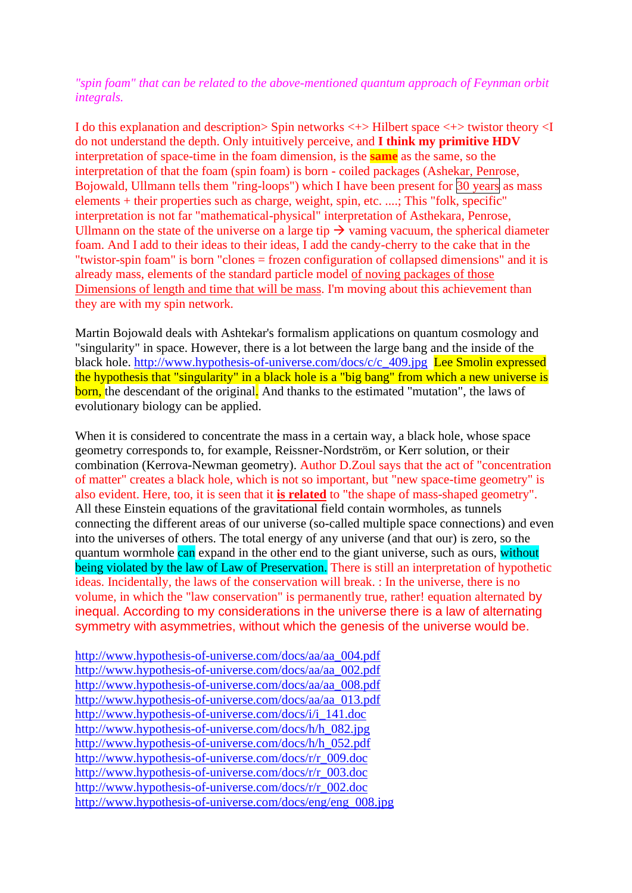*"spin foam" that can be related to the above-mentioned quantum approach of Feynman orbit integrals.*

I do this explanation and description> Spin networks <+> Hilbert space <+> twistor theory <I do not understand the depth. Only intuitively perceive, and **I think my primitive HDV** interpretation of space-time in the foam dimension, is the **same** as the same, so the interpretation of that the foam (spin foam) is born - coiled packages (Ashekar, Penrose, Bojowald, Ullmann tells them "ring-loops") which I have been present for 30 years as mass elements + their properties such as charge, weight, spin, etc. ....; This "folk, specific" interpretation is not far "mathematical-physical" interpretation of Asthekara, Penrose, Ullmann on the state of the universe on a large tip → vaming vacuum, the spherical diameter foam. And I add to their ideas to their ideas, I add the candy-cherry to the cake that in the "twistor-spin foam" is born "clones = frozen configuration of collapsed dimensions" and it is already mass, elements of the standard particle model of noving packages of those Dimensions of length and time that will be mass. I'm moving about this achievement than they are with my spin network.

Martin Bojowald deals with Ashtekar's formalism applications on quantum cosmology and "singularity" in space. However, there is a lot between the large bang and the inside of the black hole. http://www.hypothesis-of-universe.com/docs/c/c_409.jpg Lee Smolin expressed the hypothesis that "singularity" in a black hole is a "big bang" from which a new universe is born, the descendant of the original. And thanks to the estimated "mutation", the laws of evolutionary biology can be applied.

When it is considered to concentrate the mass in a certain way, a black hole, whose space geometry corresponds to, for example, Reissner-Nordström, or Kerr solution, or their combination (Kerrova-Newman geometry). Author D.Zoul says that the act of "concentration of matter" creates a black hole, which is not so important, but "new space-time geometry" is also evident. Here, too, it is seen that it **is related** to "the shape of mass-shaped geometry". All these Einstein equations of the gravitational field contain wormholes, as tunnels connecting the different areas of our universe (so-called multiple space connections) and even into the universes of others. The total energy of any universe (and that our) is zero, so the quantum wormhole can expand in the other end to the giant universe, such as ours, without being violated by the law of Law of Preservation. There is still an interpretation of hypothetic ideas. Incidentally, the laws of the conservation will break. : In the universe, there is no volume, in which the "law conservation" is permanently true, rather! equation alternated by inequal. According to my considerations in the universe there is a law of alternating symmetry with asymmetries, without which the genesis of the universe would be.

http://www.hypothesis-of-universe.com/docs/aa/aa_004.pdf
http://www.hypothesis-of-universe.com/docs/aa/aa_002.pdf
http://www.hypothesis-of-universe.com/docs/aa/aa_008.pdf
http://www.hypothesis-of-universe.com/docs/aa/aa_013.pdf
http://www.hypothesis-of-universe.com/docs/i/i_141.doc
http://www.hypothesis-of-universe.com/docs/h/h_082.jpg
http://www.hypothesis-of-universe.com/docs/h/h_052.pdf
http://www.hypothesis-of-universe.com/docs/r/r_009.doc
http://www.hypothesis-of-universe.com/docs/r/r_003.doc
http://www.hypothesis-of-universe.com/docs/r/r_002.doc
http://www.hypothesis-of-universe.com/docs/eng/eng_008.jpg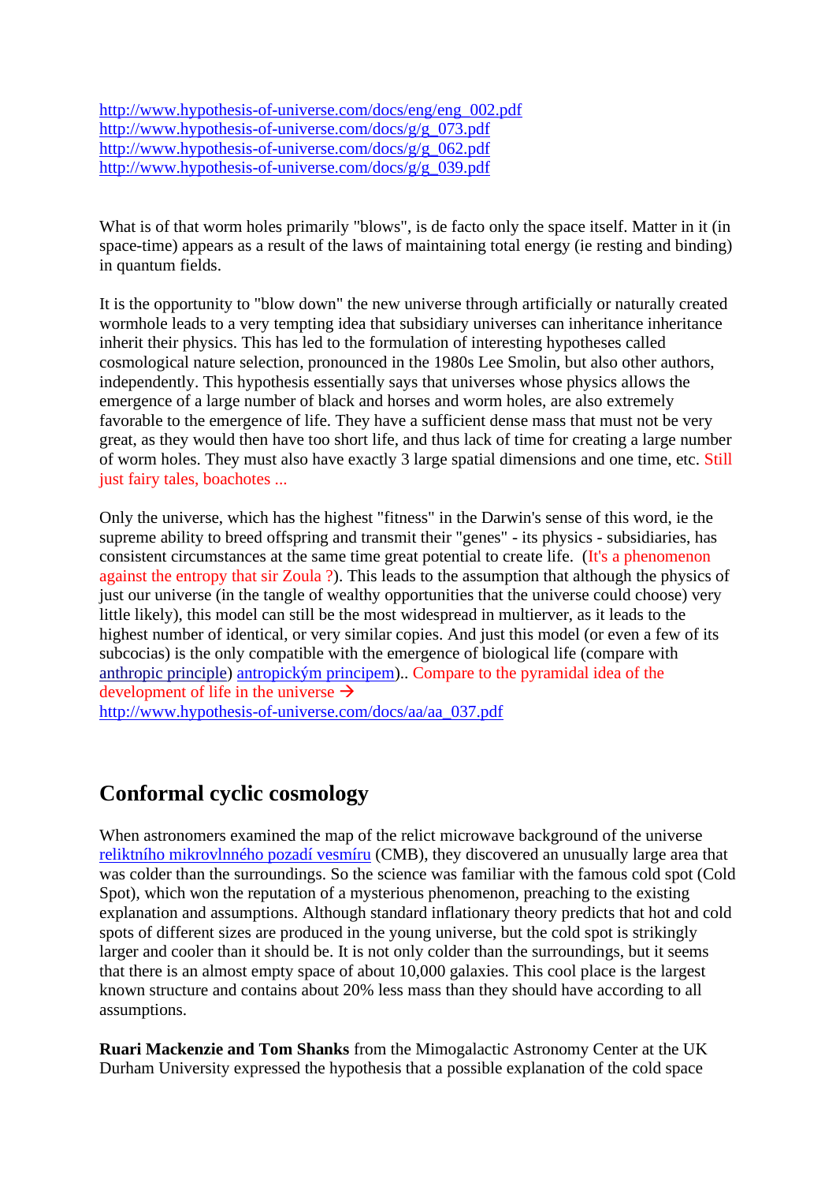http://www.hypothesis-of-universe.com/docs/eng/eng_002.pdf
http://www.hypothesis-of-universe.com/docs/g/g_073.pdf
http://www.hypothesis-of-universe.com/docs/g/g_062.pdf
http://www.hypothesis-of-universe.com/docs/g/g_039.pdf

What is of that worm holes primarily "blows", is de facto only the space itself. Matter in it (in space-time) appears as a result of the laws of maintaining total energy (ie resting and binding) in quantum fields.

It is the opportunity to "blow down" the new universe through artificially or naturally created wormhole leads to a very tempting idea that subsidiary universes can inheritance inheritance inherit their physics. This has led to the formulation of interesting hypotheses called cosmological nature selection, pronounced in the 1980s Lee Smolin, but also other authors, independently. This hypothesis essentially says that universes whose physics allows the emergence of a large number of black and horses and worm holes, are also extremely favorable to the emergence of life. They have a sufficient dense mass that must not be very great, as they would then have too short life, and thus lack of time for creating a large number of worm holes. They must also have exactly 3 large spatial dimensions and one time, etc. Still just fairy tales, boachotes ...

Only the universe, which has the highest "fitness" in the Darwin's sense of this word, ie the supreme ability to breed offspring and transmit their "genes" - its physics - subsidiaries, has consistent circumstances at the same time great potential to create life. (It's a phenomenon against the entropy that sir Zoula ?). This leads to the assumption that although the physics of just our universe (in the tangle of wealthy opportunities that the universe could choose) very little likely), this model can still be the most widespread in multierver, as it leads to the highest number of identical, or very similar copies. And just this model (or even a few of its subcocias) is the only compatible with the emergence of biological life (compare with anthropic principle) antropickým principem).. Compare to the pyramidal idea of the development of life in the universe →
http://www.hypothesis-of-universe.com/docs/aa/aa_037.pdf

## Conformal cyclic cosmology

When astronomers examined the map of the relict microwave background of the universe reliktního mikrovlnného pozadí vesmíru (CMB), they discovered an unusually large area that was colder than the surroundings. So the science was familiar with the famous cold spot (Cold Spot), which won the reputation of a mysterious phenomenon, preaching to the existing explanation and assumptions. Although standard inflationary theory predicts that hot and cold spots of different sizes are produced in the young universe, but the cold spot is strikingly larger and cooler than it should be. It is not only colder than the surroundings, but it seems that there is an almost empty space of about 10,000 galaxies. This cool place is the largest known structure and contains about 20% less mass than they should have according to all assumptions.

**Ruari Mackenzie and Tom Shanks** from the Mimogalactic Astronomy Center at the UK Durham University expressed the hypothesis that a possible explanation of the cold space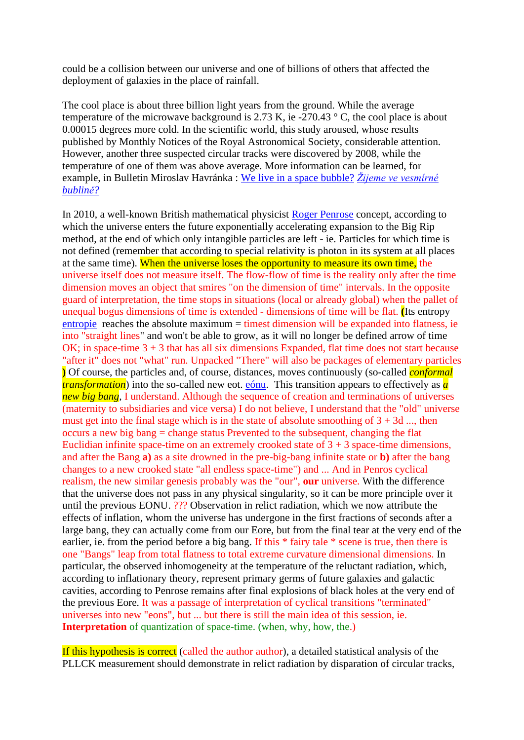could be a collision between our universe and one of billions of others that affected the deployment of galaxies in the place of rainfall.

The cool place is about three billion light years from the ground. While the average temperature of the microwave background is 2.73 K, ie -270.43 ° C, the cool place is about 0.00015 degrees more cold. In the scientific world, this study aroused, whose results published by Monthly Notices of the Royal Astronomical Society, considerable attention. However, another three suspected circular tracks were discovered by 2008, while the temperature of one of them was above average. More information can be learned, for example, in Bulletin Miroslav Havránka : We live in a space bubble? *Žijeme ve vesmírné bublině?*

In 2010, a well-known British mathematical physicist Roger Penrose concept, according to which the universe enters the future exponentially accelerating expansion to the Big Rip method, at the end of which only intangible particles are left - ie. Particles for which time is not defined (remember that according to special relativity is photon in its system at all places at the same time). When the universe loses the opportunity to measure its own time, the universe itself does not measure itself. The flow-flow of time is the reality only after the time dimension moves an object that smires "on the dimension of time" intervals. In the opposite guard of interpretation, the time stops in situations (local or already global) when the pallet of unequal bogus dimensions of time is extended - dimensions of time will be flat. **(**Its entropy entropie reaches the absolute maximum = timest dimension will be expanded into flatness, ie into "straight lines" and won't be able to grow, as it will no longer be defined arrow of time OK; in space-time 3 + 3 that has all six dimensions Expanded, flat time does not start because "after it" does not "what" run. Unpacked "There" will also be packages of elementary particles **)** Of course, the particles and, of course, distances, moves continuously (so-called *conformal transformation*) into the so-called new eot. eónu. This transition appears to effectively as *a new big bang*, I understand. Although the sequence of creation and terminations of universes (maternity to subsidiaries and vice versa) I do not believe, I understand that the "old" universe must get into the final stage which is in the state of absolute smoothing of 3 + 3d ..., then occurs a new big bang = change status Prevented to the subsequent, changing the flat Euclidian infinite space-time on an extremely crooked state of 3 + 3 space-time dimensions, and after the Bang **a)** as a site drowned in the pre-big-bang infinite state or **b)** after the bang changes to a new crooked state "all endless space-time") and ... And in Penros cyclical realism, the new similar genesis probably was the "our", **our** universe. With the difference that the universe does not pass in any physical singularity, so it can be more principle over it until the previous EONU. ??? Observation in relict radiation, which we now attribute the effects of inflation, whom the universe has undergone in the first fractions of seconds after a large bang, they can actually come from our Eore, but from the final tear at the very end of the earlier, ie. from the period before a big bang. If this * fairy tale * scene is true, then there is one "Bangs" leap from total flatness to total extreme curvature dimensional dimensions. In particular, the observed inhomogeneity at the temperature of the reluctant radiation, which, according to inflationary theory, represent primary germs of future galaxies and galactic cavities, according to Penrose remains after final explosions of black holes at the very end of the previous Eore. It was a passage of interpretation of cyclical transitions "terminated" universes into new "eons", but ... but there is still the main idea of this session, ie. **Interpretation** of quantization of space-time. (when, why, how, the.)

If this hypothesis is correct (called the author author), a detailed statistical analysis of the PLLCK measurement should demonstrate in relict radiation by disparation of circular tracks,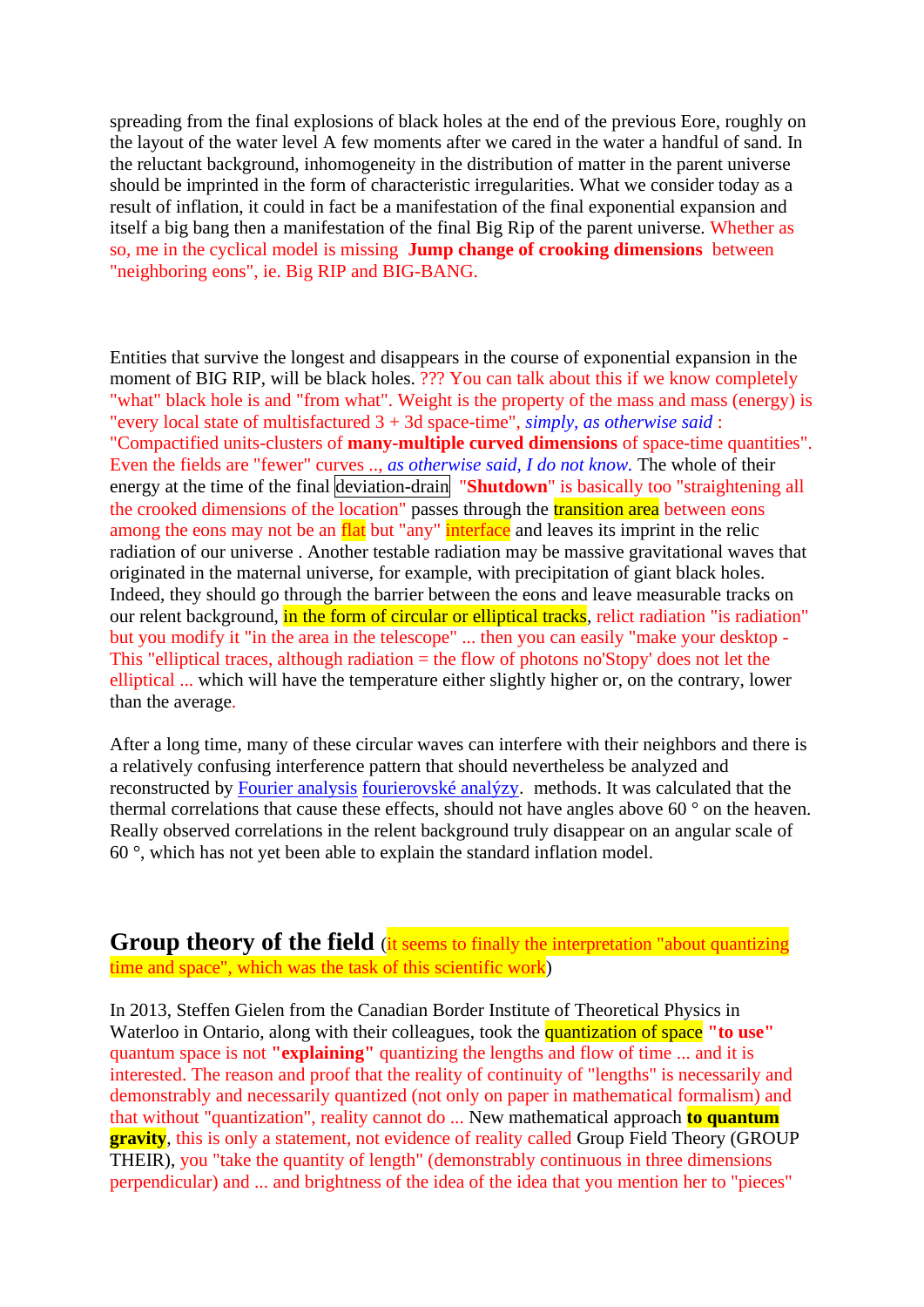spreading from the final explosions of black holes at the end of the previous Eore, roughly on the layout of the water level A few moments after we cared in the water a handful of sand. In the reluctant background, inhomogeneity in the distribution of matter in the parent universe should be imprinted in the form of characteristic irregularities. What we consider today as a result of inflation, it could in fact be a manifestation of the final exponential expansion and itself a big bang then a manifestation of the final Big Rip of the parent universe. Whether as so, me in the cyclical model is missing **Jump change of crooking dimensions** between "neighboring eons", ie. Big RIP and BIG-BANG.

Entities that survive the longest and disappears in the course of exponential expansion in the moment of BIG RIP, will be black holes. ??? You can talk about this if we know completely "what" black hole is and "from what". Weight is the property of the mass and mass (energy) is "every local state of multisfactured 3 + 3d space-time", *simply, as otherwise said* : "Compactified units-clusters of **many-multiple curved dimensions** of space-time quantities". Even the fields are "fewer" curves .., *as otherwise said, I do not know.* The whole of their energy at the time of the final deviation-drain "**Shutdown**" is basically too "straightening all the crooked dimensions of the location" passes through the transition area between eons among the eons may not be an flat but "any" interface and leaves its imprint in the relic radiation of our universe . Another testable radiation may be massive gravitational waves that originated in the maternal universe, for example, with precipitation of giant black holes. Indeed, they should go through the barrier between the eons and leave measurable tracks on our relent background, in the form of circular or elliptical tracks, relict radiation "is radiation" but you modify it "in the area in the telescope" ... then you can easily "make your desktop - This "elliptical traces, although radiation = the flow of photons no'Stopy' does not let the elliptical ... which will have the temperature either slightly higher or, on the contrary, lower than the average.

After a long time, many of these circular waves can interfere with their neighbors and there is a relatively confusing interference pattern that should nevertheless be analyzed and reconstructed by Fourier analysis fourierovské analýzy. methods. It was calculated that the thermal correlations that cause these effects, should not have angles above 60 ° on the heaven. Really observed correlations in the relent background truly disappear on an angular scale of 60 °, which has not yet been able to explain the standard inflation model.

## Group theory of the field (it seems to finally the interpretation "about quantizing time and space", which was the task of this scientific work)

In 2013, Steffen Gielen from the Canadian Border Institute of Theoretical Physics in Waterloo in Ontario, along with their colleagues, took the quantization of space **"to use"** quantum space is not **"explaining"** quantizing the lengths and flow of time ... and it is interested. The reason and proof that the reality of continuity of "lengths" is necessarily and demonstrably and necessarily quantized (not only on paper in mathematical formalism) and that without "quantization", reality cannot do ... New mathematical approach **to quantum gravity**, this is only a statement, not evidence of reality called Group Field Theory (GROUP THEIR), you "take the quantity of length" (demonstrably continuous in three dimensions perpendicular) and ... and brightness of the idea of the idea that you mention her to "pieces"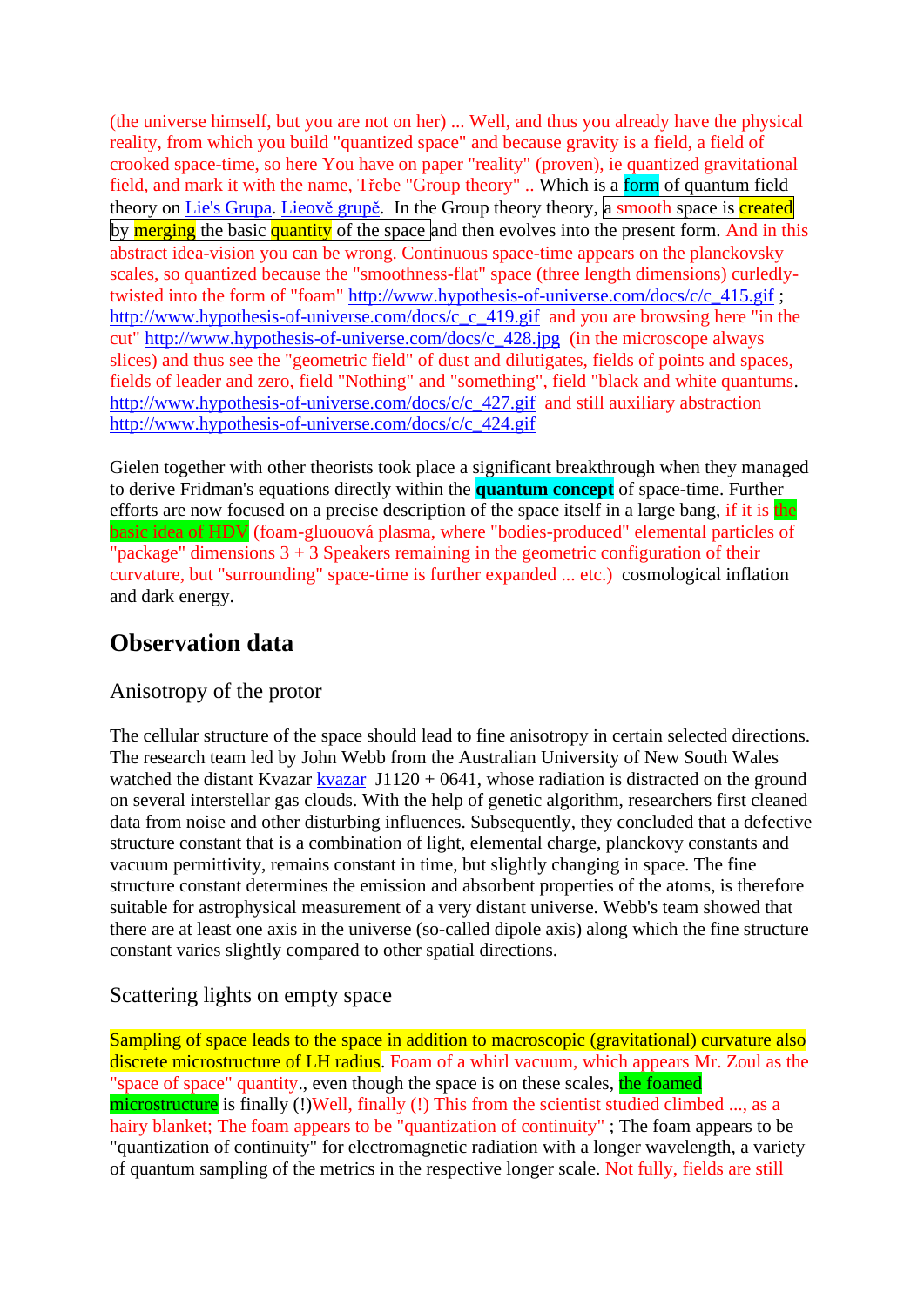(the universe himself, but you are not on her) ... Well, and thus you already have the physical reality, from which you build "quantized space" and because gravity is a field, a field of crooked space-time, so here You have on paper "reality" (proven), ie quantized gravitational field, and mark it with the name, Třebe "Group theory" .. Which is a form of quantum field theory on Lie's Grupa. Lieově grupě. In the Group theory theory, a smooth space is created by merging the basic quantity of the space and then evolves into the present form. And in this abstract idea-vision you can be wrong. Continuous space-time appears on the planckovsky scales, so quantized because the "smoothness-flat" space (three length dimensions) curledly-twisted into the form of "foam" http://www.hypothesis-of-universe.com/docs/c/c_415.gif ; http://www.hypothesis-of-universe.com/docs/c_c_419.gif and you are browsing here "in the cut" http://www.hypothesis-of-universe.com/docs/c_428.jpg (in the microscope always slices) and thus see the "geometric field" of dust and dilutigates, fields of points and spaces, fields of leader and zero, field "Nothing" and "something", field "black and white quantums. http://www.hypothesis-of-universe.com/docs/c/c_427.gif and still auxiliary abstraction http://www.hypothesis-of-universe.com/docs/c/c_424.gif

Gielen together with other theorists took place a significant breakthrough when they managed to derive Fridman's equations directly within the **quantum concept** of space-time. Further efforts are now focused on a precise description of the space itself in a large bang, if it is the basic idea of HDV (foam-gluouová plasma, where "bodies-produced" elemental particles of "package" dimensions 3 + 3 Speakers remaining in the geometric configuration of their curvature, but "surrounding" space-time is further expanded ... etc.) cosmological inflation and dark energy.

## Observation data

### Anisotropy of the protor

The cellular structure of the space should lead to fine anisotropy in certain selected directions. The research team led by John Webb from the Australian University of New South Wales watched the distant Kvazar kvazar J1120 + 0641, whose radiation is distracted on the ground on several interstellar gas clouds. With the help of genetic algorithm, researchers first cleaned data from noise and other disturbing influences. Subsequently, they concluded that a defective structure constant that is a combination of light, elemental charge, planckovy constants and vacuum permittivity, remains constant in time, but slightly changing in space. The fine structure constant determines the emission and absorbent properties of the atoms, is therefore suitable for astrophysical measurement of a very distant universe. Webb's team showed that there are at least one axis in the universe (so-called dipole axis) along which the fine structure constant varies slightly compared to other spatial directions.

### Scattering lights on empty space

Sampling of space leads to the space in addition to macroscopic (gravitational) curvature also discrete microstructure of LH radius. Foam of a whirl vacuum, which appears Mr. Zoul as the "space of space" quantity., even though the space is on these scales, the foamed microstructure is finally (!)Well, finally (!) This from the scientist studied climbed ..., as a hairy blanket; The foam appears to be "quantization of continuity" ; The foam appears to be "quantization of continuity" for electromagnetic radiation with a longer wavelength, a variety of quantum sampling of the metrics in the respective longer scale. Not fully, fields are still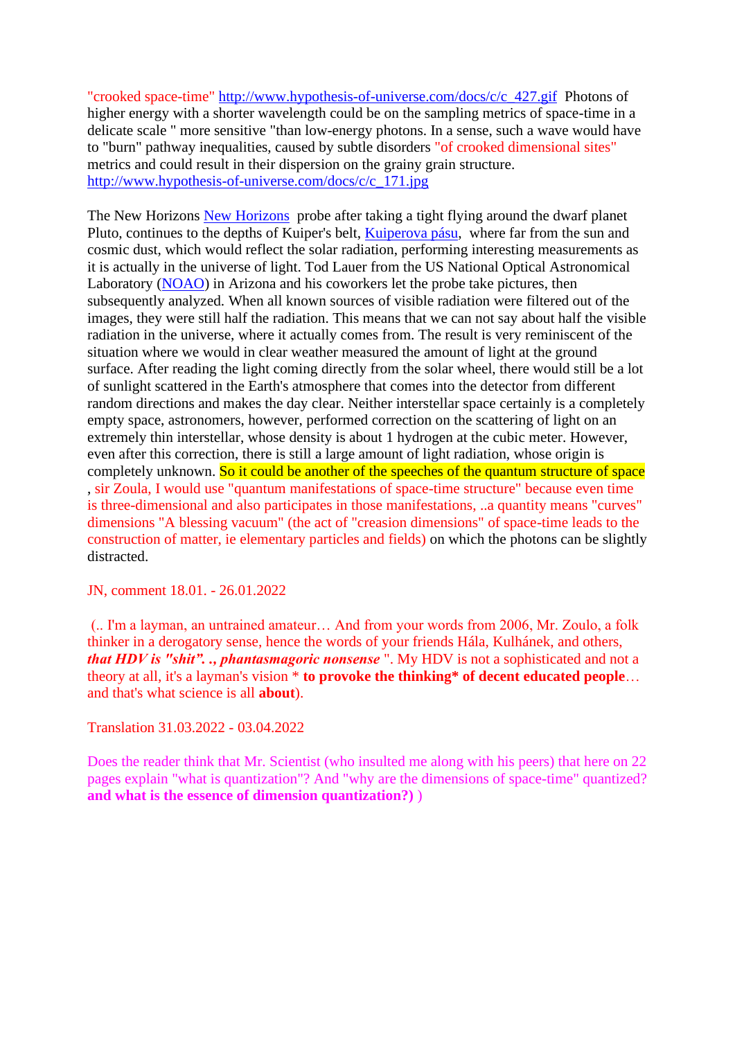"crooked space-time" http://www.hypothesis-of-universe.com/docs/c/c_427.gif Photons of higher energy with a shorter wavelength could be on the sampling metrics of space-time in a delicate scale " more sensitive "than low-energy photons. In a sense, such a wave would have to "burn" pathway inequalities, caused by subtle disorders "of crooked dimensional sites" metrics and could result in their dispersion on the grainy grain structure. http://www.hypothesis-of-universe.com/docs/c/c_171.jpg

The New Horizons New Horizons probe after taking a tight flying around the dwarf planet Pluto, continues to the depths of Kuiper's belt, Kuiperova pásu, where far from the sun and cosmic dust, which would reflect the solar radiation, performing interesting measurements as it is actually in the universe of light. Tod Lauer from the US National Optical Astronomical Laboratory (NOAO) in Arizona and his coworkers let the probe take pictures, then subsequently analyzed. When all known sources of visible radiation were filtered out of the images, they were still half the radiation. This means that we can not say about half the visible radiation in the universe, where it actually comes from. The result is very reminiscent of the situation where we would in clear weather measured the amount of light at the ground surface. After reading the light coming directly from the solar wheel, there would still be a lot of sunlight scattered in the Earth's atmosphere that comes into the detector from different random directions and makes the day clear. Neither interstellar space certainly is a completely empty space, astronomers, however, performed correction on the scattering of light on an extremely thin interstellar, whose density is about 1 hydrogen at the cubic meter. However, even after this correction, there is still a large amount of light radiation, whose origin is completely unknown. So it could be another of the speeches of the quantum structure of space , sir Zoula, I would use "quantum manifestations of space-time structure" because even time is three-dimensional and also participates in those manifestations, ..a quantity means "curves" dimensions "A blessing vacuum" (the act of "creasion dimensions" of space-time leads to the construction of matter, ie elementary particles and fields) on which the photons can be slightly distracted.

JN, comment 18.01. - 26.01.2022

(.. I'm a layman, an untrained amateur… And from your words from 2006, Mr. Zoulo, a folk thinker in a derogatory sense, hence the words of your friends Hála, Kulhánek, and others, ***that HDV is "shit". ., phantasmagoric nonsense*** ". My HDV is not a sophisticated and not a theory at all, it's a layman's vision * **to provoke the thinking* of decent educated people**… and that's what science is all **about**).

Translation 31.03.2022 - 03.04.2022

Does the reader think that Mr. Scientist (who insulted me along with his peers) that here on 22 pages explain "what is quantization"? And "why are the dimensions of space-time" quantized? **and what is the essence of dimension quantization?)** )